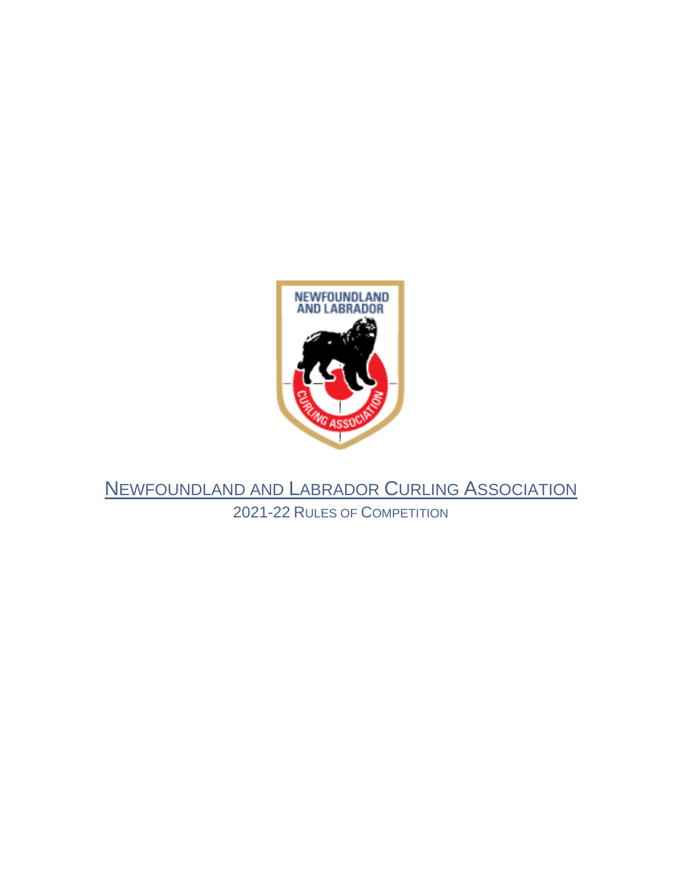# Newfoundland and Labrador Curling Association

2021-22 Rules of Competition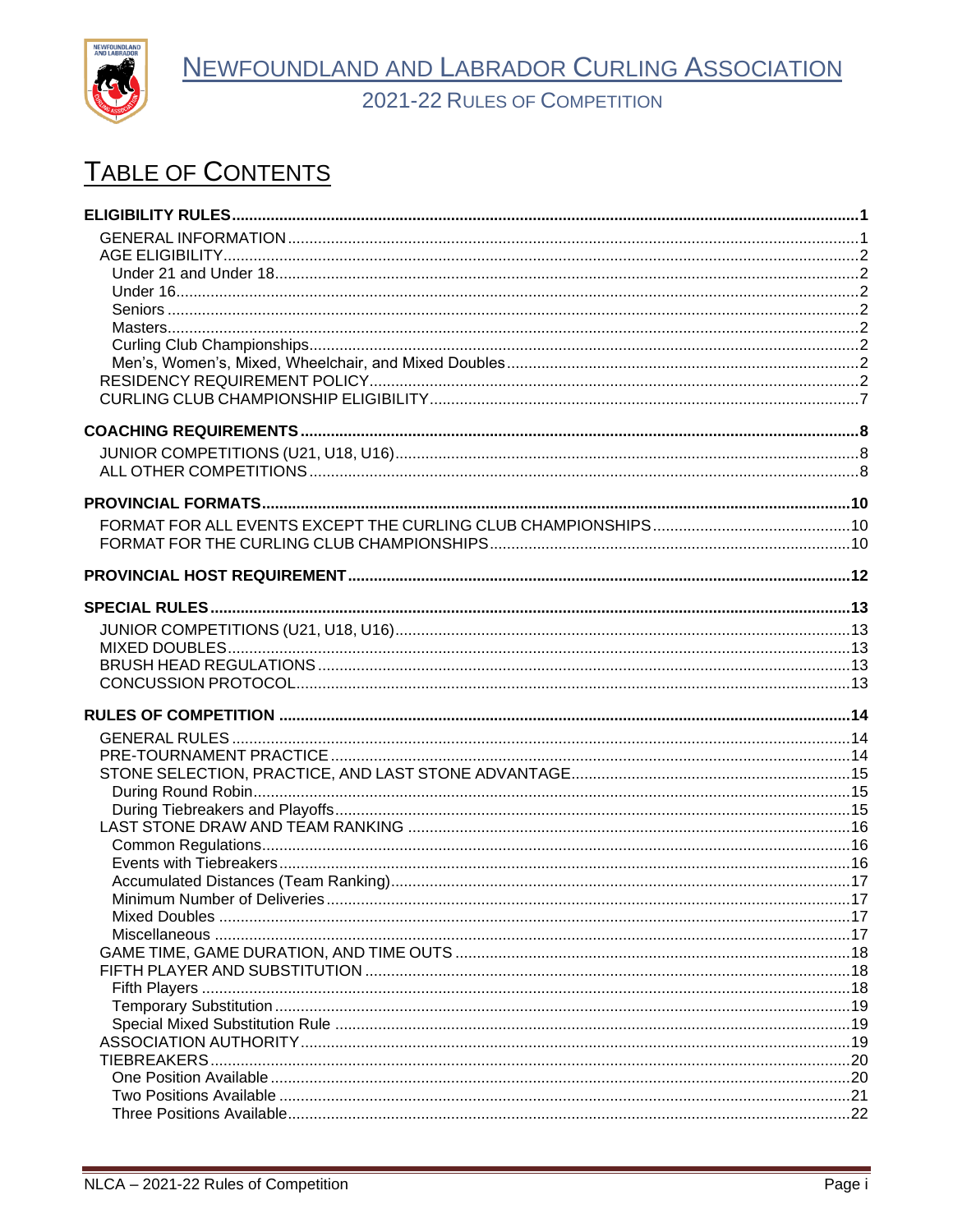# TABLE OF CONTENTS

**ELIGIBILITY RULES** ............ **1**

- GENERAL INFORMATION ............ 1
- AGE ELIGIBILITY ............ 2
  - Under 21 and Under 18 ............ 2
  - Under 16 ............ 2
  - Seniors ............ 2
  - Masters ............ 2
  - Curling Club Championships ............ 2
  - Men's, Women's, Mixed, Wheelchair, and Mixed Doubles ............ 2
- RESIDENCY REQUIREMENT POLICY ............ 2
- CURLING CLUB CHAMPIONSHIP ELIGIBILITY ............ 7

**COACHING REQUIREMENTS** ............ **8**

- JUNIOR COMPETITIONS (U21, U18, U16) ............ 8
- ALL OTHER COMPETITIONS ............ 8

**PROVINCIAL FORMATS** ............ **10**

- FORMAT FOR ALL EVENTS EXCEPT THE CURLING CLUB CHAMPIONSHIPS ............ 10
- FORMAT FOR THE CURLING CLUB CHAMPIONSHIPS ............ 10

**PROVINCIAL HOST REQUIREMENT** ............ **12**

**SPECIAL RULES** ............ **13**

- JUNIOR COMPETITIONS (U21, U18, U16) ............ 13
- MIXED DOUBLES ............ 13
- BRUSH HEAD REGULATIONS ............ 13
- CONCUSSION PROTOCOL ............ 13

**RULES OF COMPETITION** ............ **14**

- GENERAL RULES ............ 14
- PRE-TOURNAMENT PRACTICE ............ 14
- STONE SELECTION, PRACTICE, AND LAST STONE ADVANTAGE ............ 15
  - During Round Robin ............ 15
  - During Tiebreakers and Playoffs ............ 15
- LAST STONE DRAW AND TEAM RANKING ............ 16
  - Common Regulations ............ 16
  - Events with Tiebreakers ............ 16
  - Accumulated Distances (Team Ranking) ............ 17
  - Minimum Number of Deliveries ............ 17
  - Mixed Doubles ............ 17
  - Miscellaneous ............ 17
- GAME TIME, GAME DURATION, AND TIME OUTS ............ 18
- FIFTH PLAYER AND SUBSTITUTION ............ 18
  - Fifth Players ............ 18
  - Temporary Substitution ............ 19
  - Special Mixed Substitution Rule ............ 19
- ASSOCIATION AUTHORITY ............ 19
- TIEBREAKERS ............ 20
  - One Position Available ............ 20
  - Two Positions Available ............ 21
  - Three Positions Available ............ 22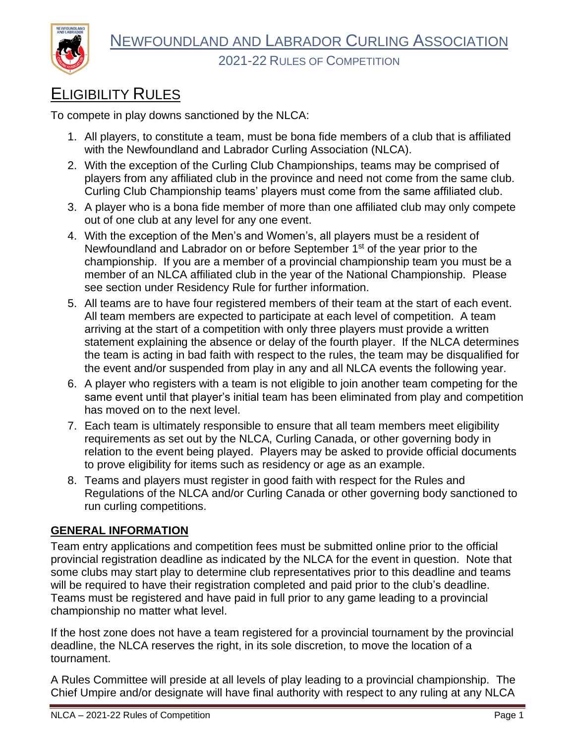# Eligibility Rules

To compete in play downs sanctioned by the NLCA:

1. All players, to constitute a team, must be bona fide members of a club that is affiliated with the Newfoundland and Labrador Curling Association (NLCA).
2. With the exception of the Curling Club Championships, teams may be comprised of players from any affiliated club in the province and need not come from the same club. Curling Club Championship teams' players must come from the same affiliated club.
3. A player who is a bona fide member of more than one affiliated club may only compete out of one club at any level for any one event.
4. With the exception of the Men's and Women's, all players must be a resident of Newfoundland and Labrador on or before September 1st of the year prior to the championship. If you are a member of a provincial championship team you must be a member of an NLCA affiliated club in the year of the National Championship. Please see section under Residency Rule for further information.
5. All teams are to have four registered members of their team at the start of each event. All team members are expected to participate at each level of competition. A team arriving at the start of a competition with only three players must provide a written statement explaining the absence or delay of the fourth player. If the NLCA determines the team is acting in bad faith with respect to the rules, the team may be disqualified for the event and/or suspended from play in any and all NLCA events the following year.
6. A player who registers with a team is not eligible to join another team competing for the same event until that player's initial team has been eliminated from play and competition has moved on to the next level.
7. Each team is ultimately responsible to ensure that all team members meet eligibility requirements as set out by the NLCA, Curling Canada, or other governing body in relation to the event being played. Players may be asked to provide official documents to prove eligibility for items such as residency or age as an example.
8. Teams and players must register in good faith with respect for the Rules and Regulations of the NLCA and/or Curling Canada or other governing body sanctioned to run curling competitions.

## GENERAL INFORMATION

Team entry applications and competition fees must be submitted online prior to the official provincial registration deadline as indicated by the NLCA for the event in question. Note that some clubs may start play to determine club representatives prior to this deadline and teams will be required to have their registration completed and paid prior to the club's deadline. Teams must be registered and have paid in full prior to any game leading to a provincial championship no matter what level.

If the host zone does not have a team registered for a provincial tournament by the provincial deadline, the NLCA reserves the right, in its sole discretion, to move the location of a tournament.

A Rules Committee will preside at all levels of play leading to a provincial championship. The Chief Umpire and/or designate will have final authority with respect to any ruling at any NLCA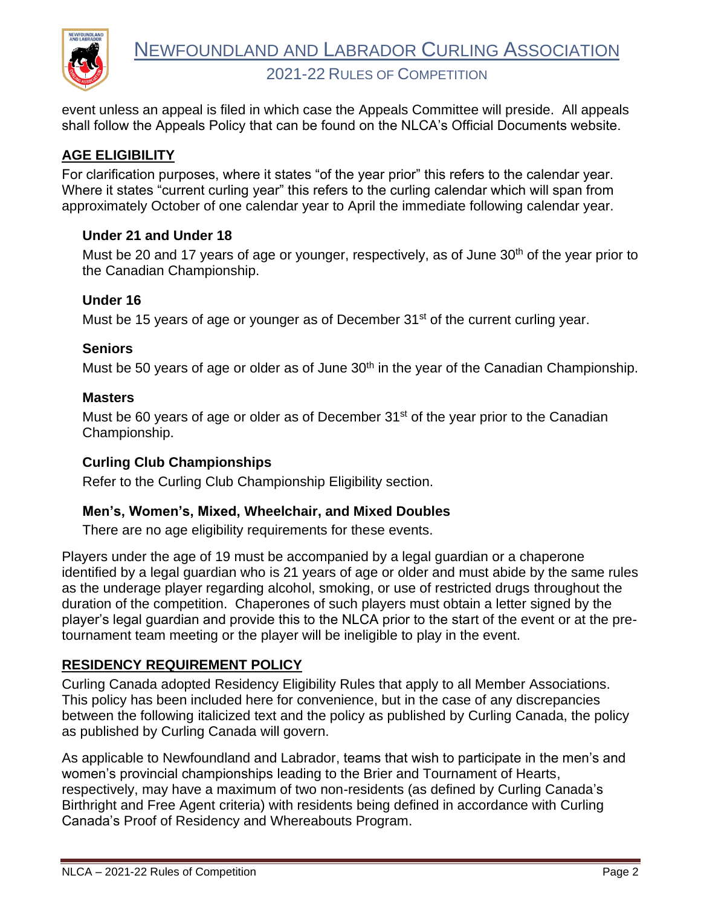event unless an appeal is filed in which case the Appeals Committee will preside. All appeals shall follow the Appeals Policy that can be found on the NLCA's Official Documents website.

## AGE ELIGIBILITY

For clarification purposes, where it states "of the year prior" this refers to the calendar year. Where it states "current curling year" this refers to the curling calendar which will span from approximately October of one calendar year to April the immediate following calendar year.

### Under 21 and Under 18

Must be 20 and 17 years of age or younger, respectively, as of June 30th of the year prior to the Canadian Championship.

### Under 16

Must be 15 years of age or younger as of December 31st of the current curling year.

### Seniors

Must be 50 years of age or older as of June 30th in the year of the Canadian Championship.

### Masters

Must be 60 years of age or older as of December 31st of the year prior to the Canadian Championship.

### Curling Club Championships

Refer to the Curling Club Championship Eligibility section.

### Men's, Women's, Mixed, Wheelchair, and Mixed Doubles

There are no age eligibility requirements for these events.

Players under the age of 19 must be accompanied by a legal guardian or a chaperone identified by a legal guardian who is 21 years of age or older and must abide by the same rules as the underage player regarding alcohol, smoking, or use of restricted drugs throughout the duration of the competition. Chaperones of such players must obtain a letter signed by the player's legal guardian and provide this to the NLCA prior to the start of the event or at the pre-tournament team meeting or the player will be ineligible to play in the event.

## RESIDENCY REQUIREMENT POLICY

Curling Canada adopted Residency Eligibility Rules that apply to all Member Associations. This policy has been included here for convenience, but in the case of any discrepancies between the following italicized text and the policy as published by Curling Canada, the policy as published by Curling Canada will govern.

As applicable to Newfoundland and Labrador, teams that wish to participate in the men's and women's provincial championships leading to the Brier and Tournament of Hearts, respectively, may have a maximum of two non-residents (as defined by Curling Canada's Birthright and Free Agent criteria) with residents being defined in accordance with Curling Canada's Proof of Residency and Whereabouts Program.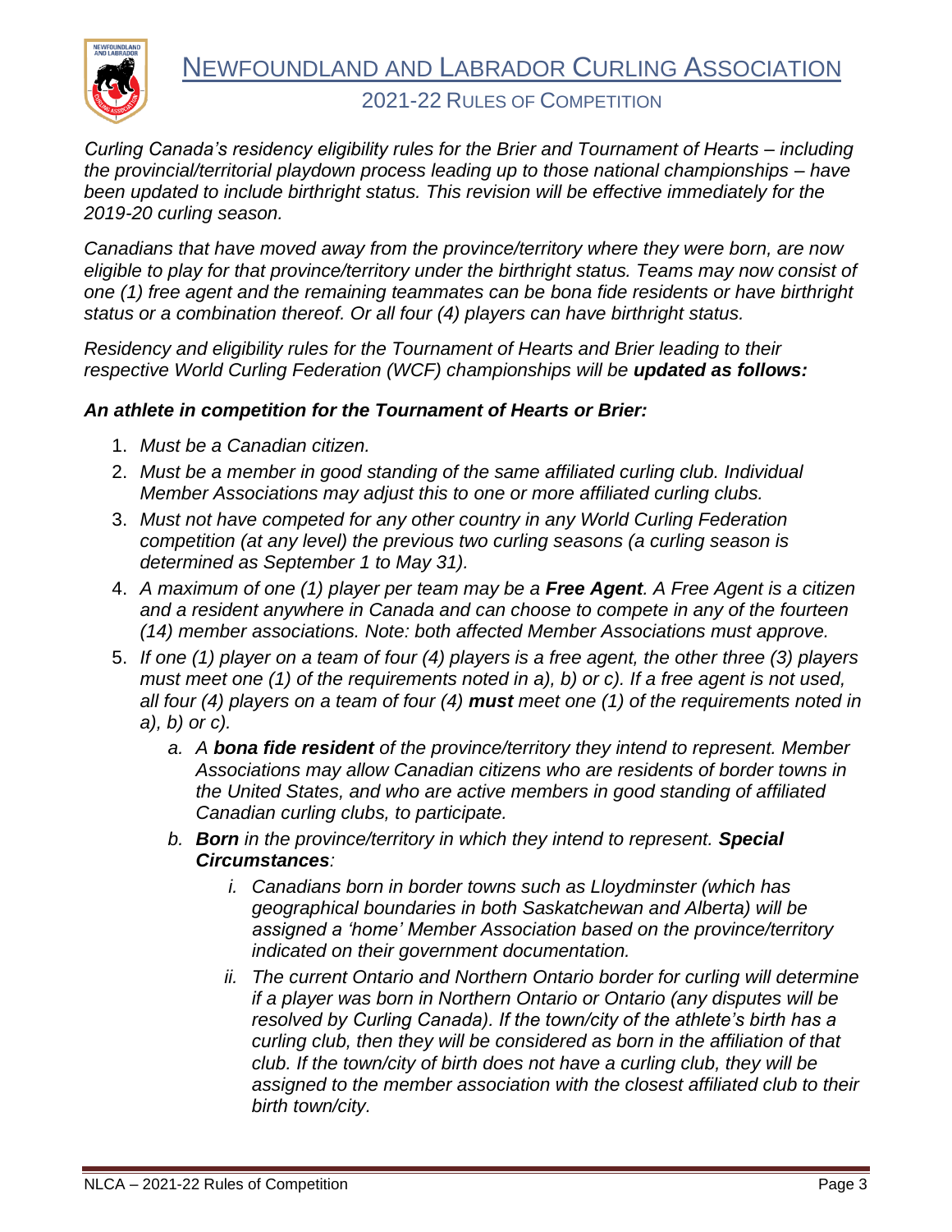*Curling Canada's residency eligibility rules for the Brier and Tournament of Hearts – including the provincial/territorial playdown process leading up to those national championships – have been updated to include birthright status. This revision will be effective immediately for the 2019-20 curling season.*

*Canadians that have moved away from the province/territory where they were born, are now eligible to play for that province/territory under the birthright status. Teams may now consist of one (1) free agent and the remaining teammates can be bona fide residents or have birthright status or a combination thereof. Or all four (4) players can have birthright status.*

*Residency and eligibility rules for the Tournament of Hearts and Brier leading to their respective World Curling Federation (WCF) championships will be* ***updated as follows:***

***An athlete in competition for the Tournament of Hearts or Brier:***

1. *Must be a Canadian citizen.*
2. *Must be a member in good standing of the same affiliated curling club. Individual Member Associations may adjust this to one or more affiliated curling clubs.*
3. *Must not have competed for any other country in any World Curling Federation competition (at any level) the previous two curling seasons (a curling season is determined as September 1 to May 31).*
4. *A maximum of one (1) player per team may be a* ***Free Agent****. A Free Agent is a citizen and a resident anywhere in Canada and can choose to compete in any of the fourteen (14) member associations. Note: both affected Member Associations must approve.*
5. *If one (1) player on a team of four (4) players is a free agent, the other three (3) players must meet one (1) of the requirements noted in a), b) or c). If a free agent is not used, all four (4) players on a team of four (4)* ***must*** *meet one (1) of the requirements noted in a), b) or c).*
   a. *A* ***bona fide resident*** *of the province/territory they intend to represent. Member Associations may allow Canadian citizens who are residents of border towns in the United States, and who are active members in good standing of affiliated Canadian curling clubs, to participate.*
   b. ***Born*** *in the province/territory in which they intend to represent.* ***Special Circumstances****:*
      i. *Canadians born in border towns such as Lloydminster (which has geographical boundaries in both Saskatchewan and Alberta) will be assigned a 'home' Member Association based on the province/territory indicated on their government documentation.*
      ii. *The current Ontario and Northern Ontario border for curling will determine if a player was born in Northern Ontario or Ontario (any disputes will be resolved by Curling Canada). If the town/city of the athlete's birth has a curling club, then they will be considered as born in the affiliation of that club. If the town/city of birth does not have a curling club, they will be assigned to the member association with the closest affiliated club to their birth town/city.*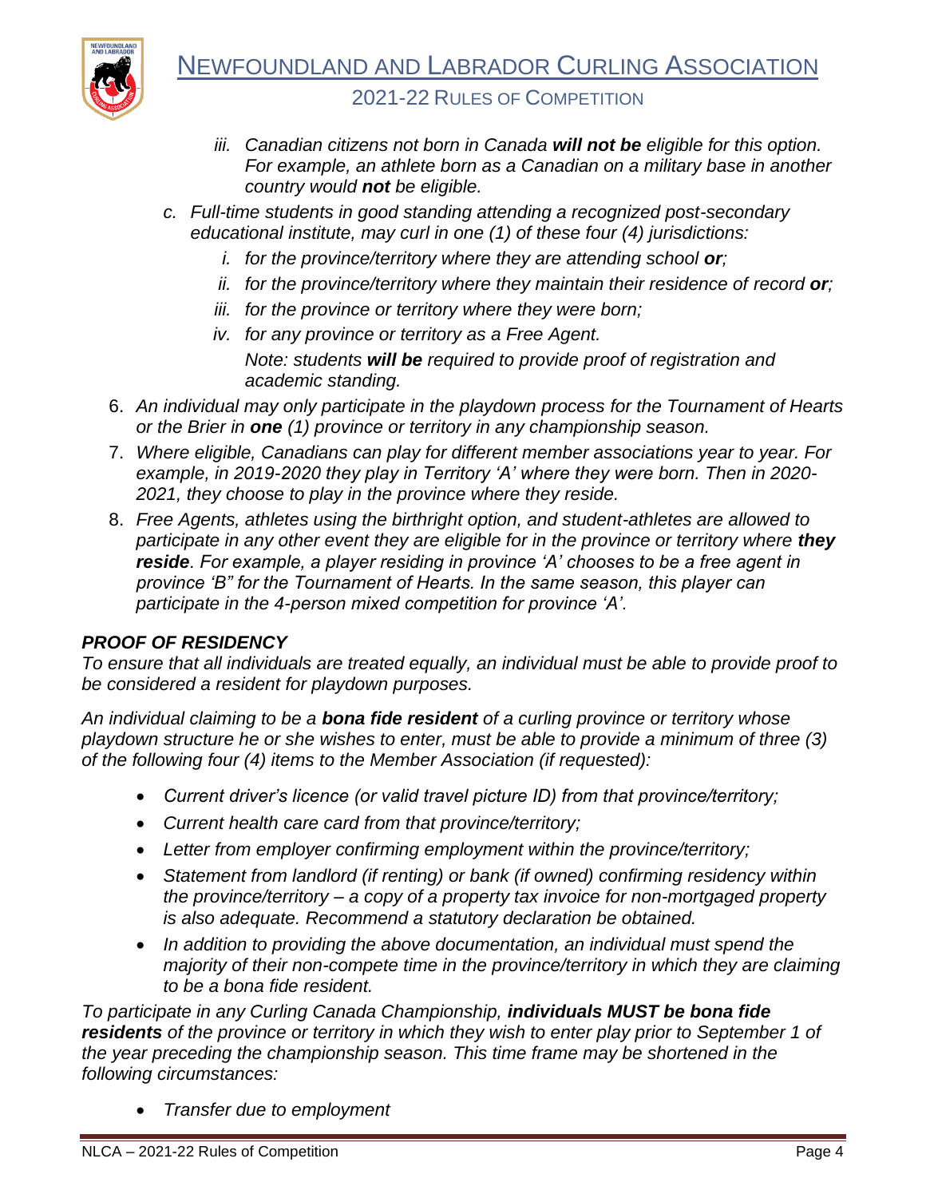- iii. *Canadian citizens not born in Canada **will not be** eligible for this option. For example, an athlete born as a Canadian on a military base in another country would **not** be eligible.*

   c. *Full-time students in good standing attending a recognized post-secondary educational institute, may curl in one (1) of these four (4) jurisdictions:*
   - i. *for the province/territory where they are attending school **or**;*
   - ii. *for the province/territory where they maintain their residence of record **or**;*
   - iii. *for the province or territory where they were born;*
   - iv. *for any province or territory as a Free Agent.*

     *Note: students **will be** required to provide proof of registration and academic standing.*

6. *An individual may only participate in the playdown process for the Tournament of Hearts or the Brier in **one** (1) province or territory in any championship season.*
7. *Where eligible, Canadians can play for different member associations year to year. For example, in 2019-2020 they play in Territory 'A' where they were born. Then in 2020-2021, they choose to play in the province where they reside.*
8. *Free Agents, athletes using the birthright option, and student-athletes are allowed to participate in any other event they are eligible for in the province or territory where **they reside**. For example, a player residing in province 'A' chooses to be a free agent in province 'B" for the Tournament of Hearts. In the same season, this player can participate in the 4-person mixed competition for province 'A'.*

### *PROOF OF RESIDENCY*

*To ensure that all individuals are treated equally, an individual must be able to provide proof to be considered a resident for playdown purposes.*

*An individual claiming to be a **bona fide resident** of a curling province or territory whose playdown structure he or she wishes to enter, must be able to provide a minimum of three (3) of the following four (4) items to the Member Association (if requested):*

- *Current driver's licence (or valid travel picture ID) from that province/territory;*
- *Current health care card from that province/territory;*
- *Letter from employer confirming employment within the province/territory;*
- *Statement from landlord (if renting) or bank (if owned) confirming residency within the province/territory – a copy of a property tax invoice for non-mortgaged property is also adequate. Recommend a statutory declaration be obtained.*
- *In addition to providing the above documentation, an individual must spend the majority of their non-compete time in the province/territory in which they are claiming to be a bona fide resident.*

*To participate in any Curling Canada Championship, **individuals MUST be bona fide residents** of the province or territory in which they wish to enter play prior to September 1 of the year preceding the championship season. This time frame may be shortened in the following circumstances:*

- *Transfer due to employment*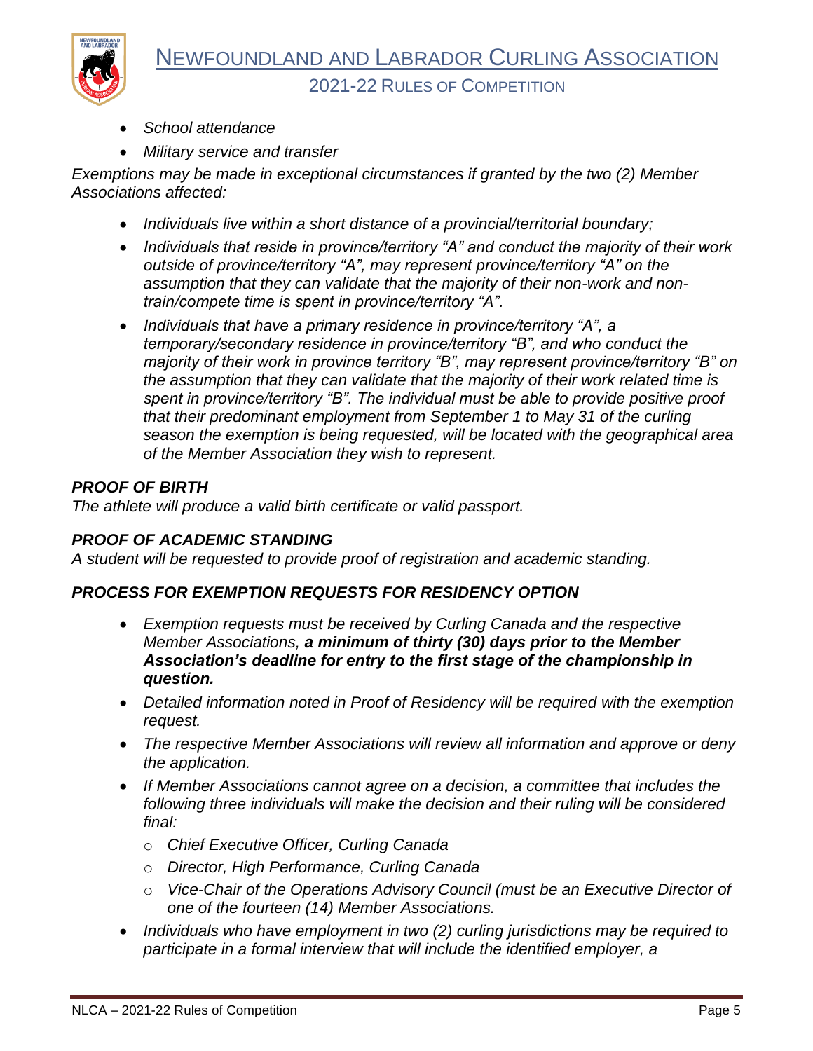- *School attendance*
- *Military service and transfer*

*Exemptions may be made in exceptional circumstances if granted by the two (2) Member Associations affected:*

- *Individuals live within a short distance of a provincial/territorial boundary;*
- *Individuals that reside in province/territory "A" and conduct the majority of their work outside of province/territory "A", may represent province/territory "A" on the assumption that they can validate that the majority of their non-work and non-train/compete time is spent in province/territory "A".*
- *Individuals that have a primary residence in province/territory "A", a temporary/secondary residence in province/territory "B", and who conduct the majority of their work in province territory "B", may represent province/territory "B" on the assumption that they can validate that the majority of their work related time is spent in province/territory "B". The individual must be able to provide positive proof that their predominant employment from September 1 to May 31 of the curling season the exemption is being requested, will be located with the geographical area of the Member Association they wish to represent.*

### *PROOF OF BIRTH*

*The athlete will produce a valid birth certificate or valid passport.*

### *PROOF OF ACADEMIC STANDING*

*A student will be requested to provide proof of registration and academic standing.*

### *PROCESS FOR EXEMPTION REQUESTS FOR RESIDENCY OPTION*

- *Exemption requests must be received by Curling Canada and the respective Member Associations, **a minimum of thirty (30) days prior to the Member Association's deadline for entry to the first stage of the championship in question.***
- *Detailed information noted in Proof of Residency will be required with the exemption request.*
- *The respective Member Associations will review all information and approve or deny the application.*
- *If Member Associations cannot agree on a decision, a committee that includes the following three individuals will make the decision and their ruling will be considered final:*
  - *Chief Executive Officer, Curling Canada*
  - *Director, High Performance, Curling Canada*
  - *Vice-Chair of the Operations Advisory Council (must be an Executive Director of one of the fourteen (14) Member Associations.*
- *Individuals who have employment in two (2) curling jurisdictions may be required to participate in a formal interview that will include the identified employer, a*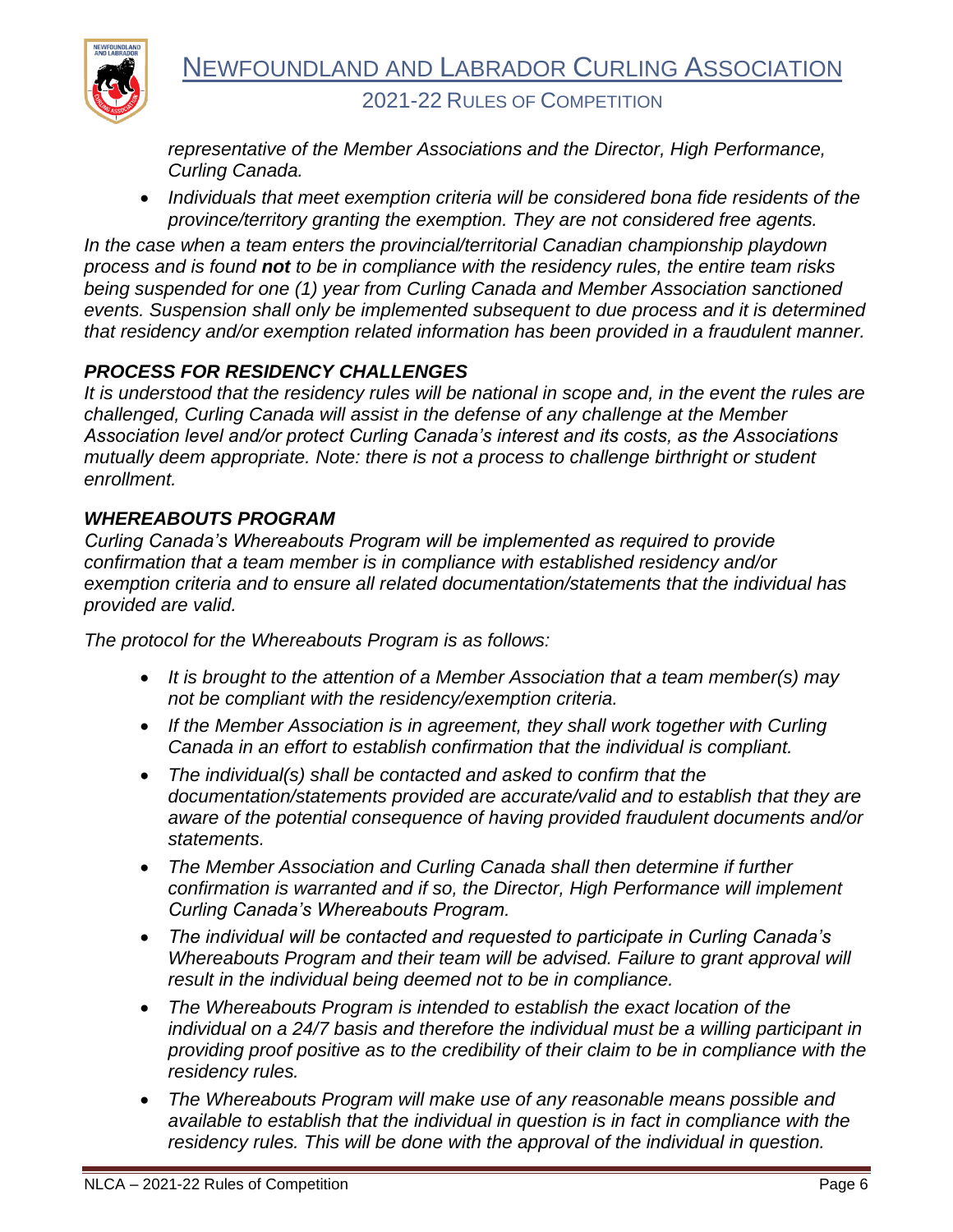*representative of the Member Associations and the Director, High Performance, Curling Canada.*

- *Individuals that meet exemption criteria will be considered bona fide residents of the province/territory granting the exemption. They are not considered free agents.*

*In the case when a team enters the provincial/territorial Canadian championship playdown process and is found **not** to be in compliance with the residency rules, the entire team risks being suspended for one (1) year from Curling Canada and Member Association sanctioned events. Suspension shall only be implemented subsequent to due process and it is determined that residency and/or exemption related information has been provided in a fraudulent manner.*

### *PROCESS FOR RESIDENCY CHALLENGES*

*It is understood that the residency rules will be national in scope and, in the event the rules are challenged, Curling Canada will assist in the defense of any challenge at the Member Association level and/or protect Curling Canada's interest and its costs, as the Associations mutually deem appropriate. Note: there is not a process to challenge birthright or student enrollment.*

### *WHEREABOUTS PROGRAM*

*Curling Canada's Whereabouts Program will be implemented as required to provide confirmation that a team member is in compliance with established residency and/or exemption criteria and to ensure all related documentation/statements that the individual has provided are valid.*

*The protocol for the Whereabouts Program is as follows:*

- *It is brought to the attention of a Member Association that a team member(s) may not be compliant with the residency/exemption criteria.*
- *If the Member Association is in agreement, they shall work together with Curling Canada in an effort to establish confirmation that the individual is compliant.*
- *The individual(s) shall be contacted and asked to confirm that the documentation/statements provided are accurate/valid and to establish that they are aware of the potential consequence of having provided fraudulent documents and/or statements.*
- *The Member Association and Curling Canada shall then determine if further confirmation is warranted and if so, the Director, High Performance will implement Curling Canada's Whereabouts Program.*
- *The individual will be contacted and requested to participate in Curling Canada's Whereabouts Program and their team will be advised. Failure to grant approval will result in the individual being deemed not to be in compliance.*
- *The Whereabouts Program is intended to establish the exact location of the individual on a 24/7 basis and therefore the individual must be a willing participant in providing proof positive as to the credibility of their claim to be in compliance with the residency rules.*
- *The Whereabouts Program will make use of any reasonable means possible and available to establish that the individual in question is in fact in compliance with the residency rules. This will be done with the approval of the individual in question.*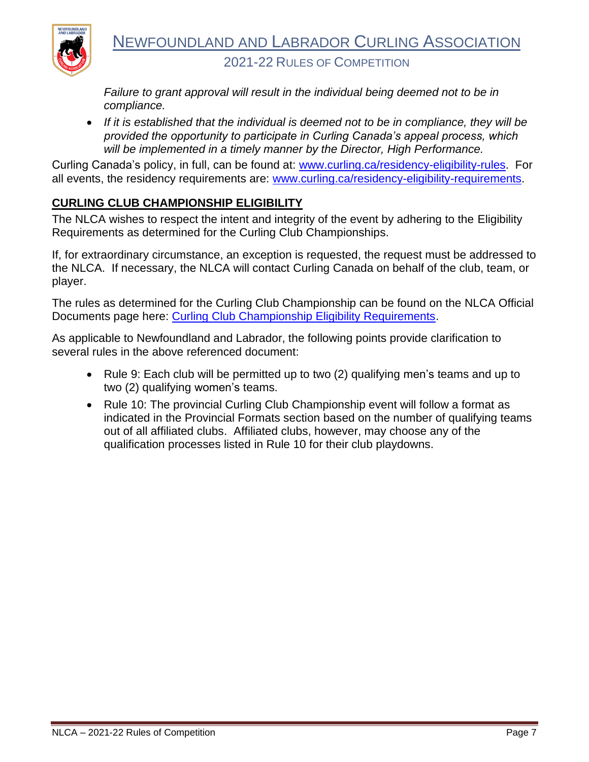*Failure to grant approval will result in the individual being deemed not to be in compliance.*

- *If it is established that the individual is deemed not to be in compliance, they will be provided the opportunity to participate in Curling Canada's appeal process, which will be implemented in a timely manner by the Director, High Performance.*

Curling Canada's policy, in full, can be found at: [www.curling.ca/residency-eligibility-rules](www.curling.ca/residency-eligibility-rules). For all events, the residency requirements are: [www.curling.ca/residency-eligibility-requirements](www.curling.ca/residency-eligibility-requirements).

## CURLING CLUB CHAMPIONSHIP ELIGIBILITY

The NLCA wishes to respect the intent and integrity of the event by adhering to the Eligibility Requirements as determined for the Curling Club Championships.

If, for extraordinary circumstance, an exception is requested, the request must be addressed to the NLCA. If necessary, the NLCA will contact Curling Canada on behalf of the club, team, or player.

The rules as determined for the Curling Club Championship can be found on the NLCA Official Documents page here: Curling Club Championship Eligibility Requirements.

As applicable to Newfoundland and Labrador, the following points provide clarification to several rules in the above referenced document:

- Rule 9: Each club will be permitted up to two (2) qualifying men's teams and up to two (2) qualifying women's teams.
- Rule 10: The provincial Curling Club Championship event will follow a format as indicated in the Provincial Formats section based on the number of qualifying teams out of all affiliated clubs. Affiliated clubs, however, may choose any of the qualification processes listed in Rule 10 for their club playdowns.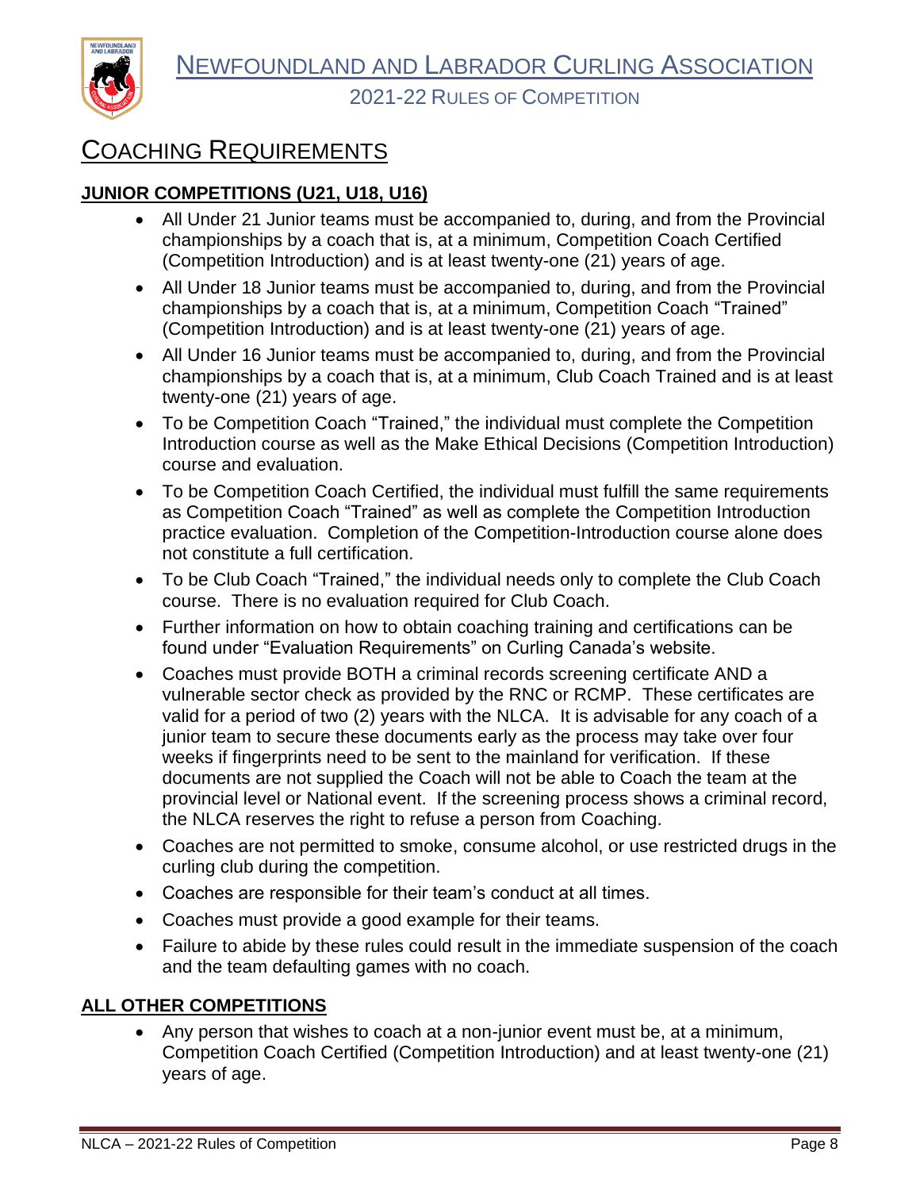# Coaching Requirements

## JUNIOR COMPETITIONS (U21, U18, U16)

- All Under 21 Junior teams must be accompanied to, during, and from the Provincial championships by a coach that is, at a minimum, Competition Coach Certified (Competition Introduction) and is at least twenty-one (21) years of age.
- All Under 18 Junior teams must be accompanied to, during, and from the Provincial championships by a coach that is, at a minimum, Competition Coach "Trained" (Competition Introduction) and is at least twenty-one (21) years of age.
- All Under 16 Junior teams must be accompanied to, during, and from the Provincial championships by a coach that is, at a minimum, Club Coach Trained and is at least twenty-one (21) years of age.
- To be Competition Coach "Trained," the individual must complete the Competition Introduction course as well as the Make Ethical Decisions (Competition Introduction) course and evaluation.
- To be Competition Coach Certified, the individual must fulfill the same requirements as Competition Coach "Trained" as well as complete the Competition Introduction practice evaluation. Completion of the Competition-Introduction course alone does not constitute a full certification.
- To be Club Coach "Trained," the individual needs only to complete the Club Coach course. There is no evaluation required for Club Coach.
- Further information on how to obtain coaching training and certifications can be found under "Evaluation Requirements" on Curling Canada's website.
- Coaches must provide BOTH a criminal records screening certificate AND a vulnerable sector check as provided by the RNC or RCMP. These certificates are valid for a period of two (2) years with the NLCA. It is advisable for any coach of a junior team to secure these documents early as the process may take over four weeks if fingerprints need to be sent to the mainland for verification. If these documents are not supplied the Coach will not be able to Coach the team at the provincial level or National event. If the screening process shows a criminal record, the NLCA reserves the right to refuse a person from Coaching.
- Coaches are not permitted to smoke, consume alcohol, or use restricted drugs in the curling club during the competition.
- Coaches are responsible for their team's conduct at all times.
- Coaches must provide a good example for their teams.
- Failure to abide by these rules could result in the immediate suspension of the coach and the team defaulting games with no coach.

## ALL OTHER COMPETITIONS

- Any person that wishes to coach at a non-junior event must be, at a minimum, Competition Coach Certified (Competition Introduction) and at least twenty-one (21) years of age.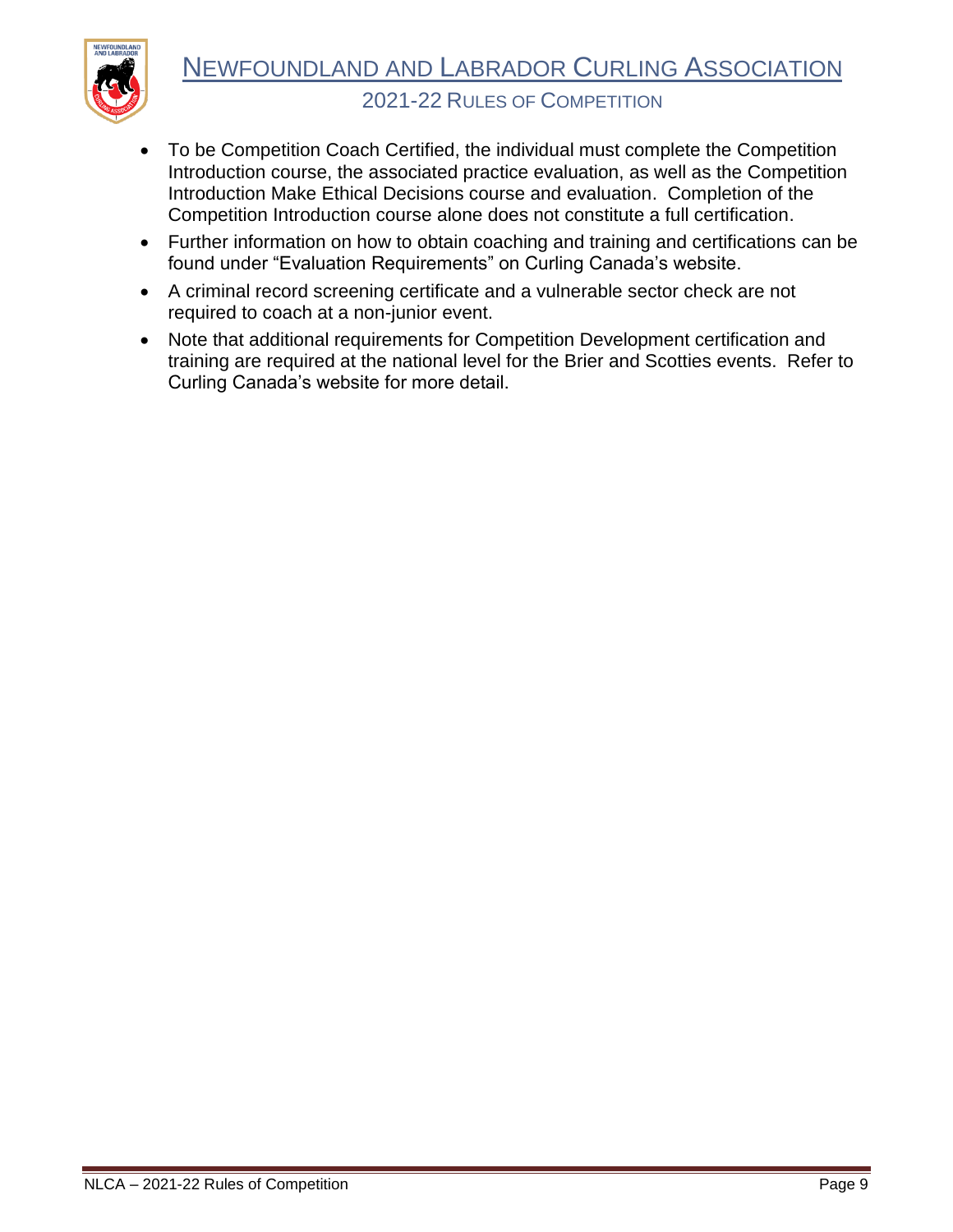- To be Competition Coach Certified, the individual must complete the Competition Introduction course, the associated practice evaluation, as well as the Competition Introduction Make Ethical Decisions course and evaluation. Completion of the Competition Introduction course alone does not constitute a full certification.
- Further information on how to obtain coaching and training and certifications can be found under "Evaluation Requirements" on Curling Canada's website.
- A criminal record screening certificate and a vulnerable sector check are not required to coach at a non-junior event.
- Note that additional requirements for Competition Development certification and training are required at the national level for the Brier and Scotties events. Refer to Curling Canada's website for more detail.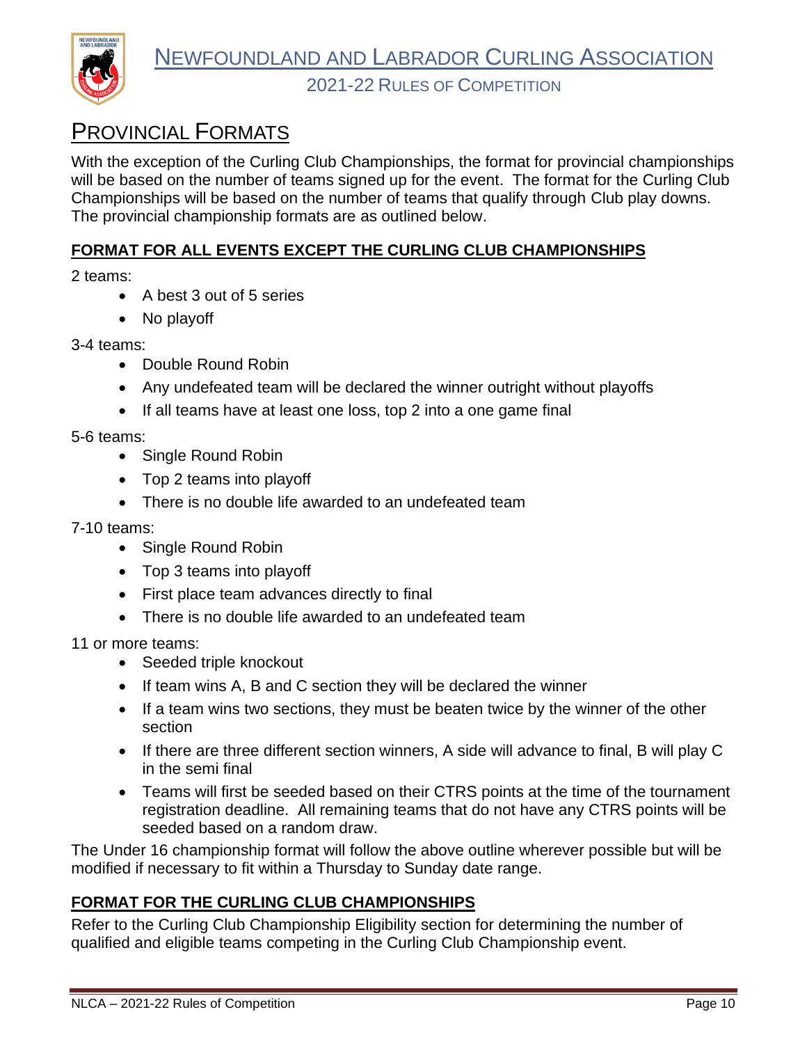# Provincial Formats

With the exception of the Curling Club Championships, the format for provincial championships will be based on the number of teams signed up for the event. The format for the Curling Club Championships will be based on the number of teams that qualify through Club play downs. The provincial championship formats are as outlined below.

## FORMAT FOR ALL EVENTS EXCEPT THE CURLING CLUB CHAMPIONSHIPS

2 teams:

- A best 3 out of 5 series
- No playoff

3-4 teams:

- Double Round Robin
- Any undefeated team will be declared the winner outright without playoffs
- If all teams have at least one loss, top 2 into a one game final

5-6 teams:

- Single Round Robin
- Top 2 teams into playoff
- There is no double life awarded to an undefeated team

7-10 teams:

- Single Round Robin
- Top 3 teams into playoff
- First place team advances directly to final
- There is no double life awarded to an undefeated team

11 or more teams:

- Seeded triple knockout
- If team wins A, B and C section they will be declared the winner
- If a team wins two sections, they must be beaten twice by the winner of the other section
- If there are three different section winners, A side will advance to final, B will play C in the semi final
- Teams will first be seeded based on their CTRS points at the time of the tournament registration deadline. All remaining teams that do not have any CTRS points will be seeded based on a random draw.

The Under 16 championship format will follow the above outline wherever possible but will be modified if necessary to fit within a Thursday to Sunday date range.

## FORMAT FOR THE CURLING CLUB CHAMPIONSHIPS

Refer to the Curling Club Championship Eligibility section for determining the number of qualified and eligible teams competing in the Curling Club Championship event.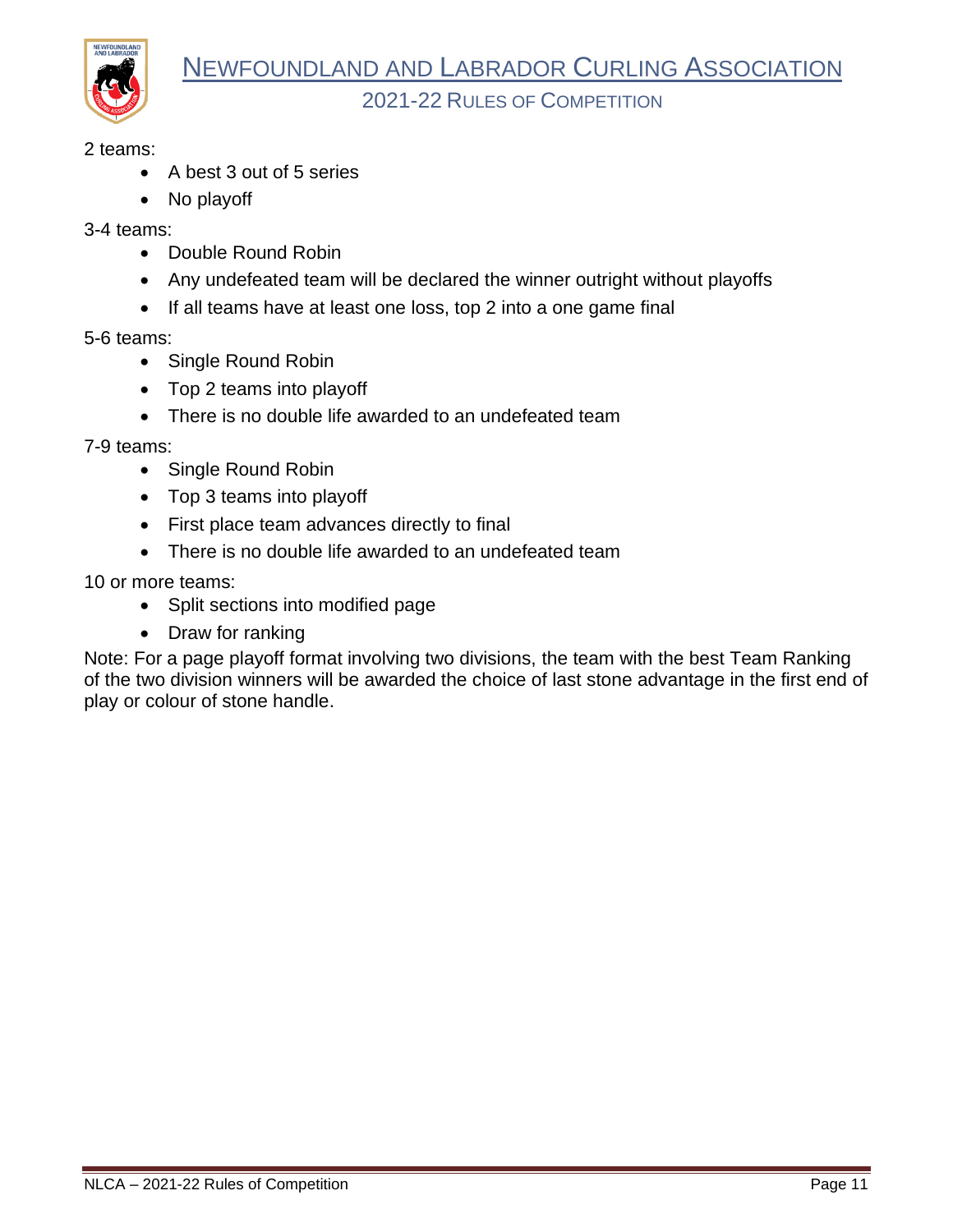2 teams:

- A best 3 out of 5 series
- No playoff

3-4 teams:

- Double Round Robin
- Any undefeated team will be declared the winner outright without playoffs
- If all teams have at least one loss, top 2 into a one game final

5-6 teams:

- Single Round Robin
- Top 2 teams into playoff
- There is no double life awarded to an undefeated team

7-9 teams:

- Single Round Robin
- Top 3 teams into playoff
- First place team advances directly to final
- There is no double life awarded to an undefeated team

10 or more teams:

- Split sections into modified page
- Draw for ranking

Note: For a page playoff format involving two divisions, the team with the best Team Ranking of the two division winners will be awarded the choice of last stone advantage in the first end of play or colour of stone handle.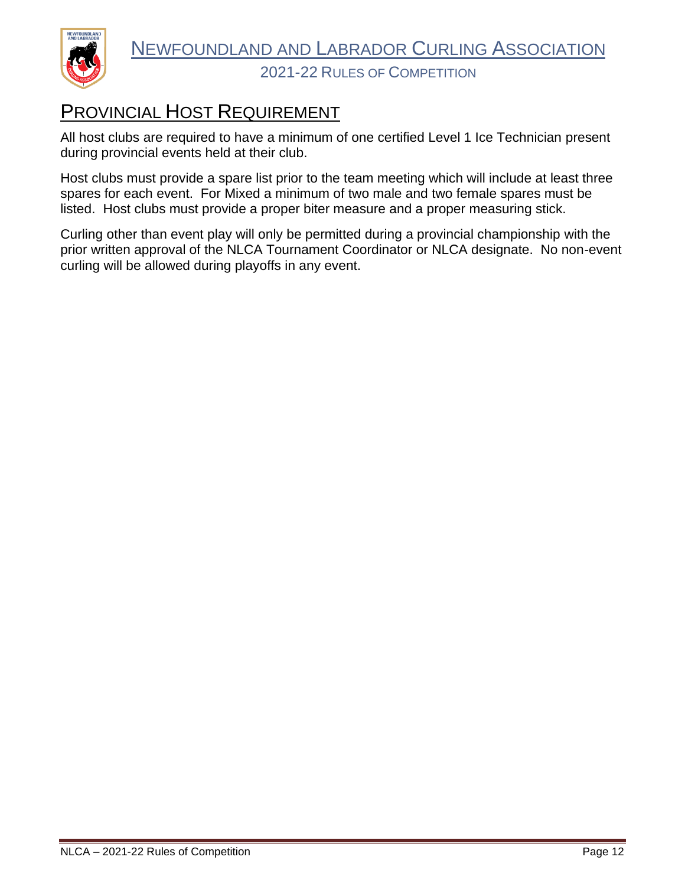## Provincial Host Requirement

All host clubs are required to have a minimum of one certified Level 1 Ice Technician present during provincial events held at their club.

Host clubs must provide a spare list prior to the team meeting which will include at least three spares for each event. For Mixed a minimum of two male and two female spares must be listed. Host clubs must provide a proper biter measure and a proper measuring stick.

Curling other than event play will only be permitted during a provincial championship with the prior written approval of the NLCA Tournament Coordinator or NLCA designate. No non-event curling will be allowed during playoffs in any event.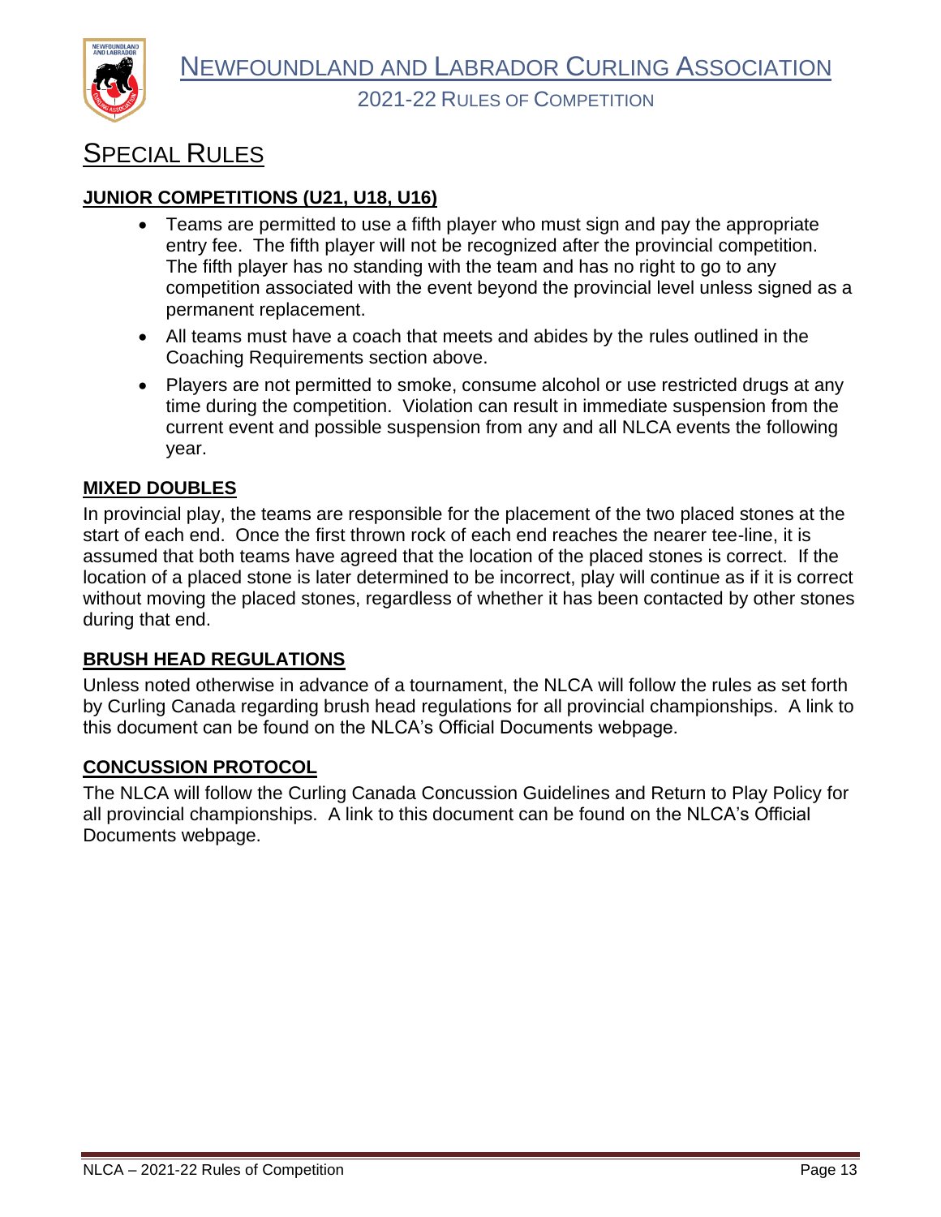# Special Rules

## JUNIOR COMPETITIONS (U21, U18, U16)

- Teams are permitted to use a fifth player who must sign and pay the appropriate entry fee. The fifth player will not be recognized after the provincial competition. The fifth player has no standing with the team and has no right to go to any competition associated with the event beyond the provincial level unless signed as a permanent replacement.
- All teams must have a coach that meets and abides by the rules outlined in the Coaching Requirements section above.
- Players are not permitted to smoke, consume alcohol or use restricted drugs at any time during the competition. Violation can result in immediate suspension from the current event and possible suspension from any and all NLCA events the following year.

## MIXED DOUBLES

In provincial play, the teams are responsible for the placement of the two placed stones at the start of each end. Once the first thrown rock of each end reaches the nearer tee-line, it is assumed that both teams have agreed that the location of the placed stones is correct. If the location of a placed stone is later determined to be incorrect, play will continue as if it is correct without moving the placed stones, regardless of whether it has been contacted by other stones during that end.

## BRUSH HEAD REGULATIONS

Unless noted otherwise in advance of a tournament, the NLCA will follow the rules as set forth by Curling Canada regarding brush head regulations for all provincial championships. A link to this document can be found on the NLCA's Official Documents webpage.

## CONCUSSION PROTOCOL

The NLCA will follow the Curling Canada Concussion Guidelines and Return to Play Policy for all provincial championships. A link to this document can be found on the NLCA's Official Documents webpage.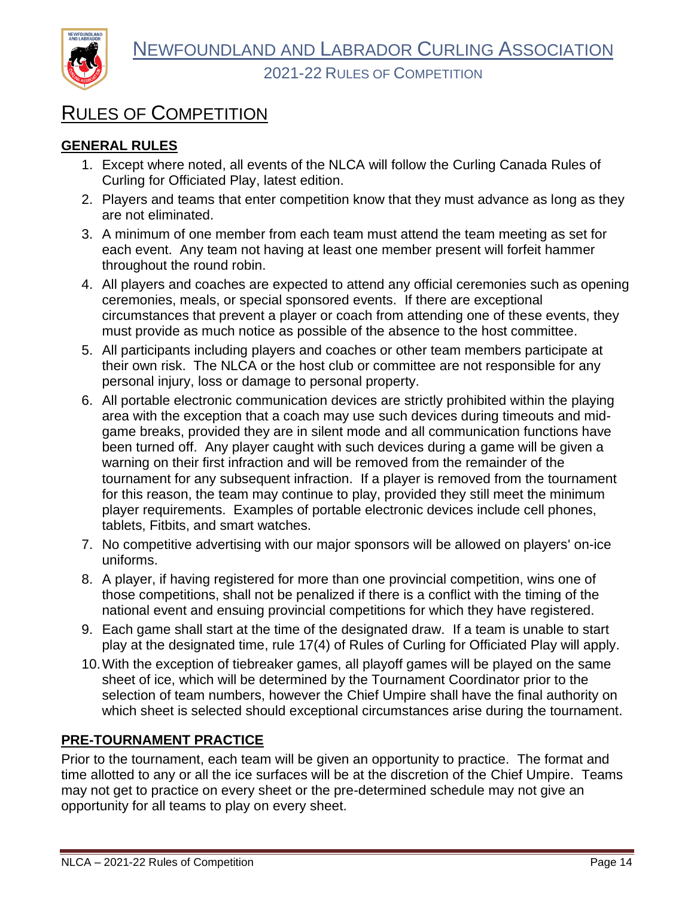# Rules of Competition

## GENERAL RULES

1. Except where noted, all events of the NLCA will follow the Curling Canada Rules of Curling for Officiated Play, latest edition.
2. Players and teams that enter competition know that they must advance as long as they are not eliminated.
3. A minimum of one member from each team must attend the team meeting as set for each event. Any team not having at least one member present will forfeit hammer throughout the round robin.
4. All players and coaches are expected to attend any official ceremonies such as opening ceremonies, meals, or special sponsored events. If there are exceptional circumstances that prevent a player or coach from attending one of these events, they must provide as much notice as possible of the absence to the host committee.
5. All participants including players and coaches or other team members participate at their own risk. The NLCA or the host club or committee are not responsible for any personal injury, loss or damage to personal property.
6. All portable electronic communication devices are strictly prohibited within the playing area with the exception that a coach may use such devices during timeouts and mid-game breaks, provided they are in silent mode and all communication functions have been turned off. Any player caught with such devices during a game will be given a warning on their first infraction and will be removed from the remainder of the tournament for any subsequent infraction. If a player is removed from the tournament for this reason, the team may continue to play, provided they still meet the minimum player requirements. Examples of portable electronic devices include cell phones, tablets, Fitbits, and smart watches.
7. No competitive advertising with our major sponsors will be allowed on players' on-ice uniforms.
8. A player, if having registered for more than one provincial competition, wins one of those competitions, shall not be penalized if there is a conflict with the timing of the national event and ensuing provincial competitions for which they have registered.
9. Each game shall start at the time of the designated draw. If a team is unable to start play at the designated time, rule 17(4) of Rules of Curling for Officiated Play will apply.
10. With the exception of tiebreaker games, all playoff games will be played on the same sheet of ice, which will be determined by the Tournament Coordinator prior to the selection of team numbers, however the Chief Umpire shall have the final authority on which sheet is selected should exceptional circumstances arise during the tournament.

## PRE-TOURNAMENT PRACTICE

Prior to the tournament, each team will be given an opportunity to practice. The format and time allotted to any or all the ice surfaces will be at the discretion of the Chief Umpire. Teams may not get to practice on every sheet or the pre-determined schedule may not give an opportunity for all teams to play on every sheet.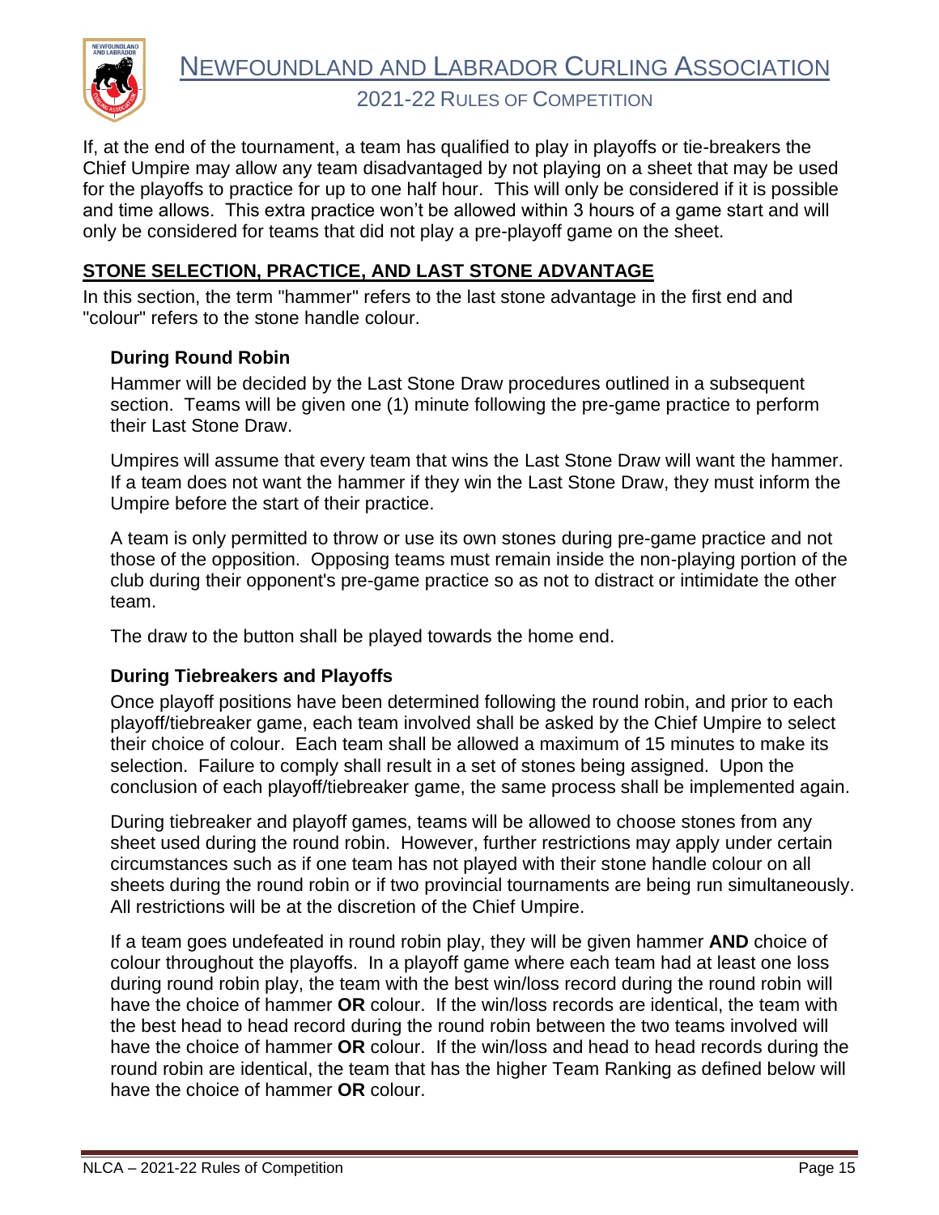If, at the end of the tournament, a team has qualified to play in playoffs or tie-breakers the Chief Umpire may allow any team disadvantaged by not playing on a sheet that may be used for the playoffs to practice for up to one half hour. This will only be considered if it is possible and time allows. This extra practice won't be allowed within 3 hours of a game start and will only be considered for teams that did not play a pre-playoff game on the sheet.

## STONE SELECTION, PRACTICE, AND LAST STONE ADVANTAGE

In this section, the term "hammer" refers to the last stone advantage in the first end and "colour" refers to the stone handle colour.

### During Round Robin

Hammer will be decided by the Last Stone Draw procedures outlined in a subsequent section. Teams will be given one (1) minute following the pre-game practice to perform their Last Stone Draw.

Umpires will assume that every team that wins the Last Stone Draw will want the hammer. If a team does not want the hammer if they win the Last Stone Draw, they must inform the Umpire before the start of their practice.

A team is only permitted to throw or use its own stones during pre-game practice and not those of the opposition. Opposing teams must remain inside the non-playing portion of the club during their opponent's pre-game practice so as not to distract or intimidate the other team.

The draw to the button shall be played towards the home end.

### During Tiebreakers and Playoffs

Once playoff positions have been determined following the round robin, and prior to each playoff/tiebreaker game, each team involved shall be asked by the Chief Umpire to select their choice of colour. Each team shall be allowed a maximum of 15 minutes to make its selection. Failure to comply shall result in a set of stones being assigned. Upon the conclusion of each playoff/tiebreaker game, the same process shall be implemented again.

During tiebreaker and playoff games, teams will be allowed to choose stones from any sheet used during the round robin. However, further restrictions may apply under certain circumstances such as if one team has not played with their stone handle colour on all sheets during the round robin or if two provincial tournaments are being run simultaneously. All restrictions will be at the discretion of the Chief Umpire.

If a team goes undefeated in round robin play, they will be given hammer **AND** choice of colour throughout the playoffs. In a playoff game where each team had at least one loss during round robin play, the team with the best win/loss record during the round robin will have the choice of hammer **OR** colour. If the win/loss records are identical, the team with the best head to head record during the round robin between the two teams involved will have the choice of hammer **OR** colour. If the win/loss and head to head records during the round robin are identical, the team that has the higher Team Ranking as defined below will have the choice of hammer **OR** colour.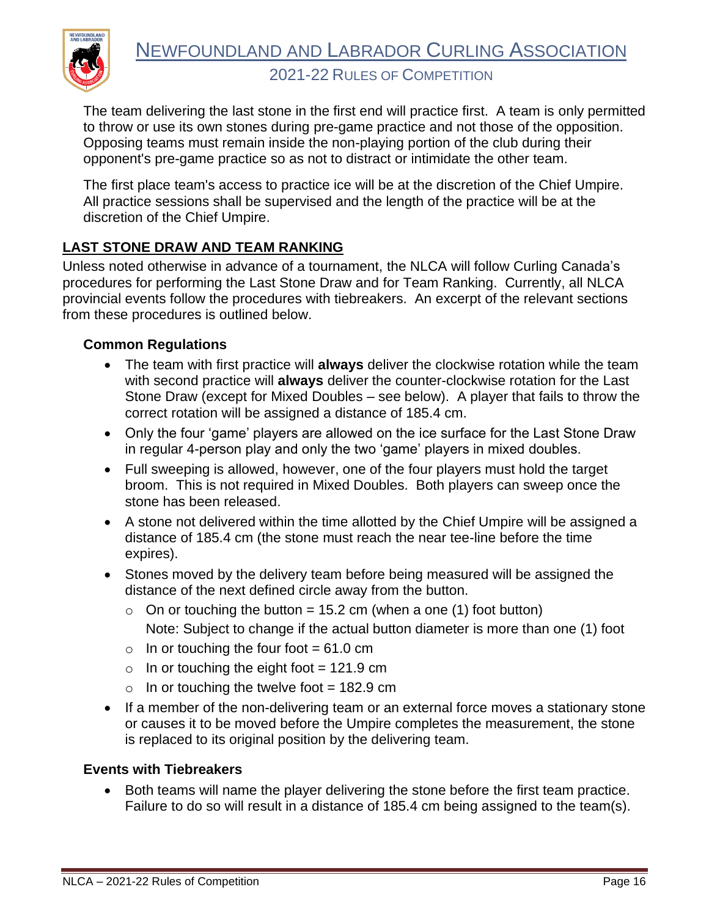The team delivering the last stone in the first end will practice first. A team is only permitted to throw or use its own stones during pre-game practice and not those of the opposition. Opposing teams must remain inside the non-playing portion of the club during their opponent's pre-game practice so as not to distract or intimidate the other team.

The first place team's access to practice ice will be at the discretion of the Chief Umpire. All practice sessions shall be supervised and the length of the practice will be at the discretion of the Chief Umpire.

## LAST STONE DRAW AND TEAM RANKING

Unless noted otherwise in advance of a tournament, the NLCA will follow Curling Canada's procedures for performing the Last Stone Draw and for Team Ranking. Currently, all NLCA provincial events follow the procedures with tiebreakers. An excerpt of the relevant sections from these procedures is outlined below.

### Common Regulations

- The team with first practice will **always** deliver the clockwise rotation while the team with second practice will **always** deliver the counter-clockwise rotation for the Last Stone Draw (except for Mixed Doubles – see below). A player that fails to throw the correct rotation will be assigned a distance of 185.4 cm.
- Only the four 'game' players are allowed on the ice surface for the Last Stone Draw in regular 4-person play and only the two 'game' players in mixed doubles.
- Full sweeping is allowed, however, one of the four players must hold the target broom. This is not required in Mixed Doubles. Both players can sweep once the stone has been released.
- A stone not delivered within the time allotted by the Chief Umpire will be assigned a distance of 185.4 cm (the stone must reach the near tee-line before the time expires).
- Stones moved by the delivery team before being measured will be assigned the distance of the next defined circle away from the button.
  - On or touching the button = 15.2 cm (when a one (1) foot button)
    Note: Subject to change if the actual button diameter is more than one (1) foot
  - In or touching the four foot = 61.0 cm
  - In or touching the eight foot = 121.9 cm
  - In or touching the twelve foot = 182.9 cm
- If a member of the non-delivering team or an external force moves a stationary stone or causes it to be moved before the Umpire completes the measurement, the stone is replaced to its original position by the delivering team.

### Events with Tiebreakers

- Both teams will name the player delivering the stone before the first team practice. Failure to do so will result in a distance of 185.4 cm being assigned to the team(s).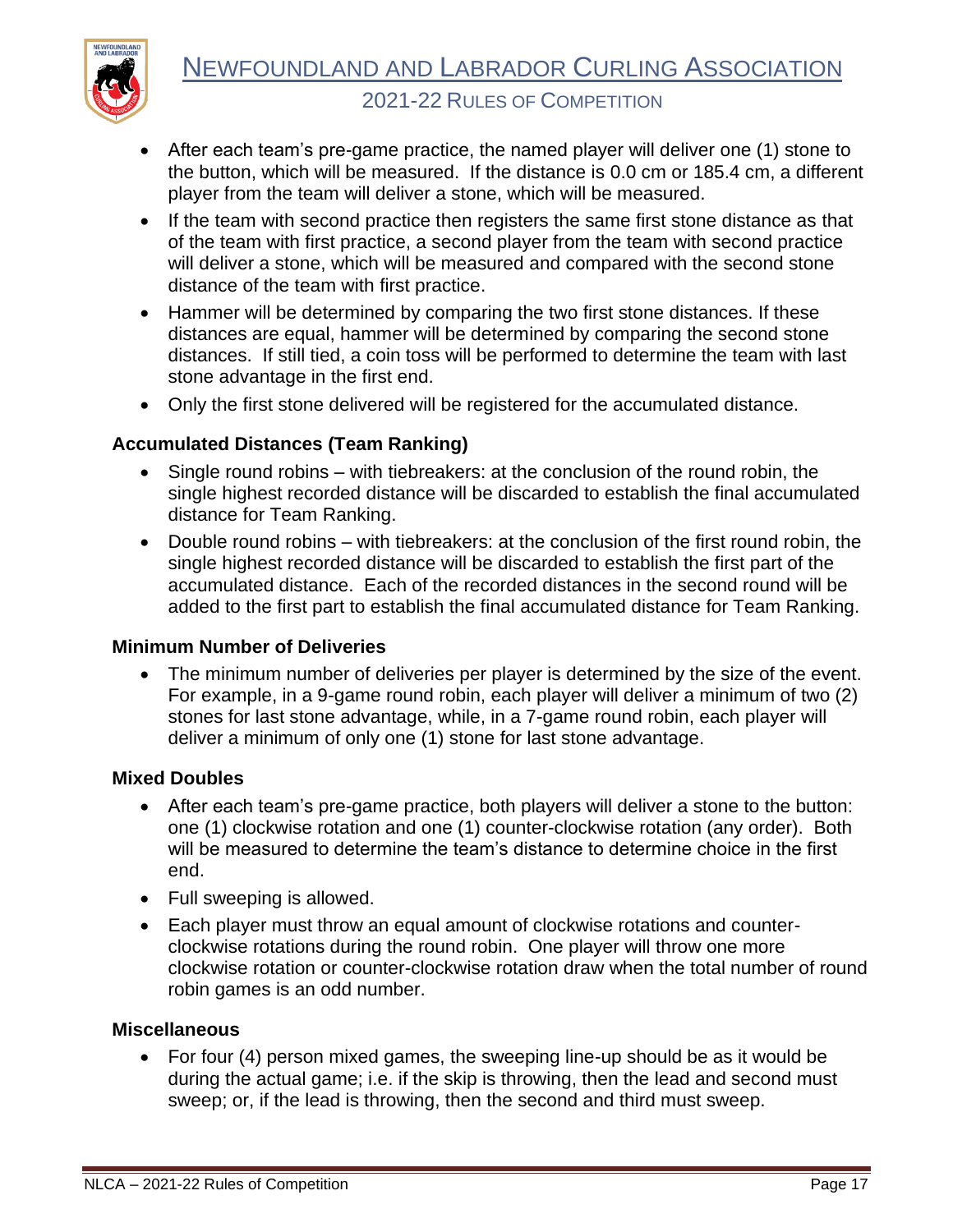- After each team's pre-game practice, the named player will deliver one (1) stone to the button, which will be measured. If the distance is 0.0 cm or 185.4 cm, a different player from the team will deliver a stone, which will be measured.
- If the team with second practice then registers the same first stone distance as that of the team with first practice, a second player from the team with second practice will deliver a stone, which will be measured and compared with the second stone distance of the team with first practice.
- Hammer will be determined by comparing the two first stone distances. If these distances are equal, hammer will be determined by comparing the second stone distances. If still tied, a coin toss will be performed to determine the team with last stone advantage in the first end.
- Only the first stone delivered will be registered for the accumulated distance.

### Accumulated Distances (Team Ranking)

- Single round robins – with tiebreakers: at the conclusion of the round robin, the single highest recorded distance will be discarded to establish the final accumulated distance for Team Ranking.
- Double round robins – with tiebreakers: at the conclusion of the first round robin, the single highest recorded distance will be discarded to establish the first part of the accumulated distance. Each of the recorded distances in the second round will be added to the first part to establish the final accumulated distance for Team Ranking.

### Minimum Number of Deliveries

- The minimum number of deliveries per player is determined by the size of the event. For example, in a 9-game round robin, each player will deliver a minimum of two (2) stones for last stone advantage, while, in a 7-game round robin, each player will deliver a minimum of only one (1) stone for last stone advantage.

### Mixed Doubles

- After each team's pre-game practice, both players will deliver a stone to the button: one (1) clockwise rotation and one (1) counter-clockwise rotation (any order). Both will be measured to determine the team's distance to determine choice in the first end.
- Full sweeping is allowed.
- Each player must throw an equal amount of clockwise rotations and counter-clockwise rotations during the round robin. One player will throw one more clockwise rotation or counter-clockwise rotation draw when the total number of round robin games is an odd number.

### Miscellaneous

- For four (4) person mixed games, the sweeping line-up should be as it would be during the actual game; i.e. if the skip is throwing, then the lead and second must sweep; or, if the lead is throwing, then the second and third must sweep.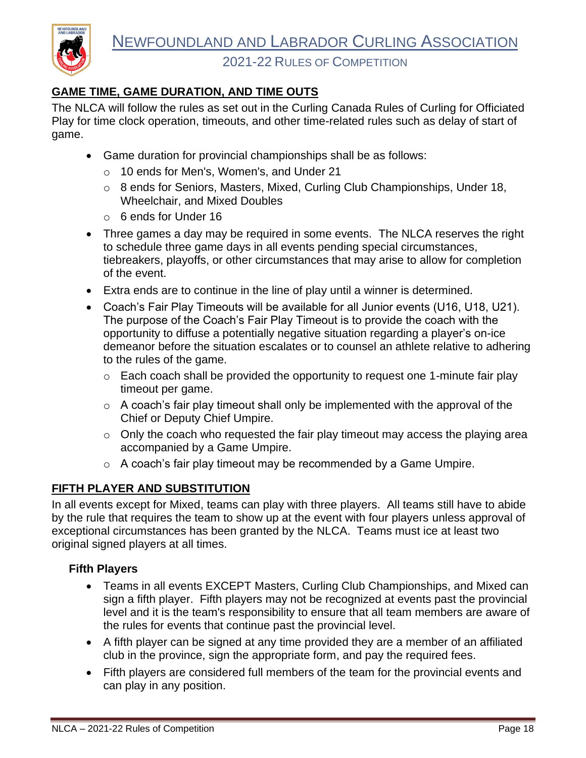## GAME TIME, GAME DURATION, AND TIME OUTS

The NLCA will follow the rules as set out in the Curling Canada Rules of Curling for Officiated Play for time clock operation, timeouts, and other time-related rules such as delay of start of game.

- Game duration for provincial championships shall be as follows:
  - 10 ends for Men's, Women's, and Under 21
  - 8 ends for Seniors, Masters, Mixed, Curling Club Championships, Under 18, Wheelchair, and Mixed Doubles
  - 6 ends for Under 16
- Three games a day may be required in some events. The NLCA reserves the right to schedule three game days in all events pending special circumstances, tiebreakers, playoffs, or other circumstances that may arise to allow for completion of the event.
- Extra ends are to continue in the line of play until a winner is determined.
- Coach's Fair Play Timeouts will be available for all Junior events (U16, U18, U21). The purpose of the Coach's Fair Play Timeout is to provide the coach with the opportunity to diffuse a potentially negative situation regarding a player's on-ice demeanor before the situation escalates or to counsel an athlete relative to adhering to the rules of the game.
  - Each coach shall be provided the opportunity to request one 1-minute fair play timeout per game.
  - A coach's fair play timeout shall only be implemented with the approval of the Chief or Deputy Chief Umpire.
  - Only the coach who requested the fair play timeout may access the playing area accompanied by a Game Umpire.
  - A coach's fair play timeout may be recommended by a Game Umpire.

## FIFTH PLAYER AND SUBSTITUTION

In all events except for Mixed, teams can play with three players. All teams still have to abide by the rule that requires the team to show up at the event with four players unless approval of exceptional circumstances has been granted by the NLCA. Teams must ice at least two original signed players at all times.

### Fifth Players

- Teams in all events EXCEPT Masters, Curling Club Championships, and Mixed can sign a fifth player. Fifth players may not be recognized at events past the provincial level and it is the team's responsibility to ensure that all team members are aware of the rules for events that continue past the provincial level.
- A fifth player can be signed at any time provided they are a member of an affiliated club in the province, sign the appropriate form, and pay the required fees.
- Fifth players are considered full members of the team for the provincial events and can play in any position.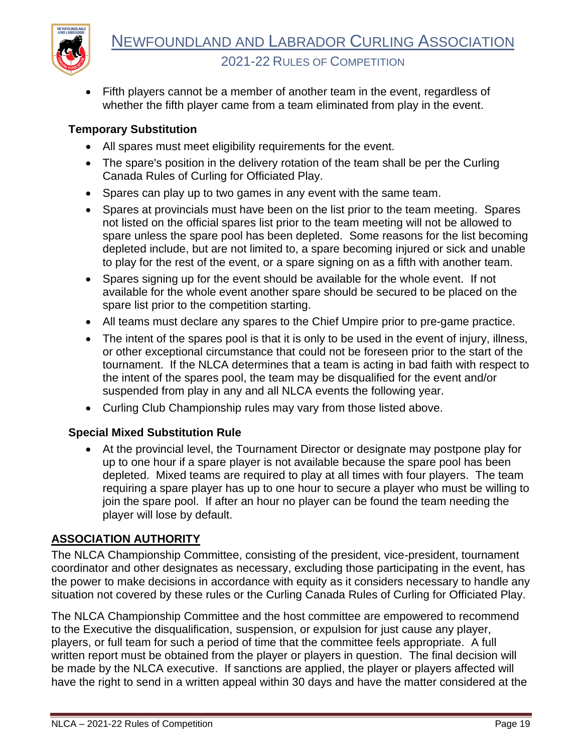- Fifth players cannot be a member of another team in the event, regardless of whether the fifth player came from a team eliminated from play in the event.

### Temporary Substitution

- All spares must meet eligibility requirements for the event.
- The spare's position in the delivery rotation of the team shall be per the Curling Canada Rules of Curling for Officiated Play.
- Spares can play up to two games in any event with the same team.
- Spares at provincials must have been on the list prior to the team meeting. Spares not listed on the official spares list prior to the team meeting will not be allowed to spare unless the spare pool has been depleted. Some reasons for the list becoming depleted include, but are not limited to, a spare becoming injured or sick and unable to play for the rest of the event, or a spare signing on as a fifth with another team.
- Spares signing up for the event should be available for the whole event. If not available for the whole event another spare should be secured to be placed on the spare list prior to the competition starting.
- All teams must declare any spares to the Chief Umpire prior to pre-game practice.
- The intent of the spares pool is that it is only to be used in the event of injury, illness, or other exceptional circumstance that could not be foreseen prior to the start of the tournament. If the NLCA determines that a team is acting in bad faith with respect to the intent of the spares pool, the team may be disqualified for the event and/or suspended from play in any and all NLCA events the following year.
- Curling Club Championship rules may vary from those listed above.

### Special Mixed Substitution Rule

- At the provincial level, the Tournament Director or designate may postpone play for up to one hour if a spare player is not available because the spare pool has been depleted. Mixed teams are required to play at all times with four players. The team requiring a spare player has up to one hour to secure a player who must be willing to join the spare pool. If after an hour no player can be found the team needing the player will lose by default.

## ASSOCIATION AUTHORITY

The NLCA Championship Committee, consisting of the president, vice-president, tournament coordinator and other designates as necessary, excluding those participating in the event, has the power to make decisions in accordance with equity as it considers necessary to handle any situation not covered by these rules or the Curling Canada Rules of Curling for Officiated Play.

The NLCA Championship Committee and the host committee are empowered to recommend to the Executive the disqualification, suspension, or expulsion for just cause any player, players, or full team for such a period of time that the committee feels appropriate. A full written report must be obtained from the player or players in question. The final decision will be made by the NLCA executive. If sanctions are applied, the player or players affected will have the right to send in a written appeal within 30 days and have the matter considered at the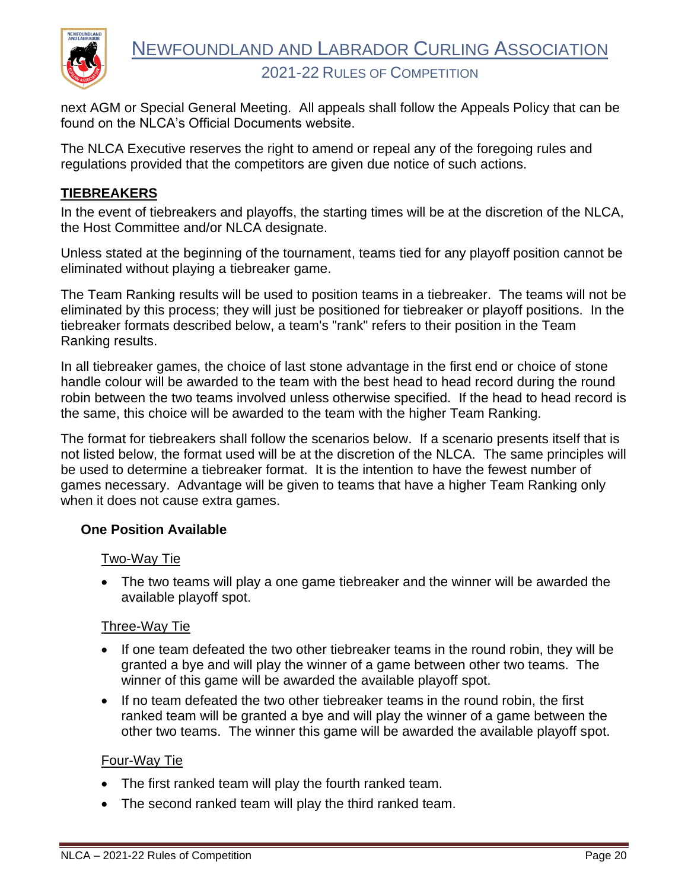next AGM or Special General Meeting. All appeals shall follow the Appeals Policy that can be found on the NLCA's Official Documents website.

The NLCA Executive reserves the right to amend or repeal any of the foregoing rules and regulations provided that the competitors are given due notice of such actions.

## TIEBREAKERS

In the event of tiebreakers and playoffs, the starting times will be at the discretion of the NLCA, the Host Committee and/or NLCA designate.

Unless stated at the beginning of the tournament, teams tied for any playoff position cannot be eliminated without playing a tiebreaker game.

The Team Ranking results will be used to position teams in a tiebreaker. The teams will not be eliminated by this process; they will just be positioned for tiebreaker or playoff positions. In the tiebreaker formats described below, a team's "rank" refers to their position in the Team Ranking results.

In all tiebreaker games, the choice of last stone advantage in the first end or choice of stone handle colour will be awarded to the team with the best head to head record during the round robin between the two teams involved unless otherwise specified. If the head to head record is the same, this choice will be awarded to the team with the higher Team Ranking.

The format for tiebreakers shall follow the scenarios below. If a scenario presents itself that is not listed below, the format used will be at the discretion of the NLCA. The same principles will be used to determine a tiebreaker format. It is the intention to have the fewest number of games necessary. Advantage will be given to teams that have a higher Team Ranking only when it does not cause extra games.

### One Position Available

#### Two-Way Tie

- The two teams will play a one game tiebreaker and the winner will be awarded the available playoff spot.

#### Three-Way Tie

- If one team defeated the two other tiebreaker teams in the round robin, they will be granted a bye and will play the winner of a game between other two teams. The winner of this game will be awarded the available playoff spot.
- If no team defeated the two other tiebreaker teams in the round robin, the first ranked team will be granted a bye and will play the winner of a game between the other two teams. The winner this game will be awarded the available playoff spot.

#### Four-Way Tie

- The first ranked team will play the fourth ranked team.
- The second ranked team will play the third ranked team.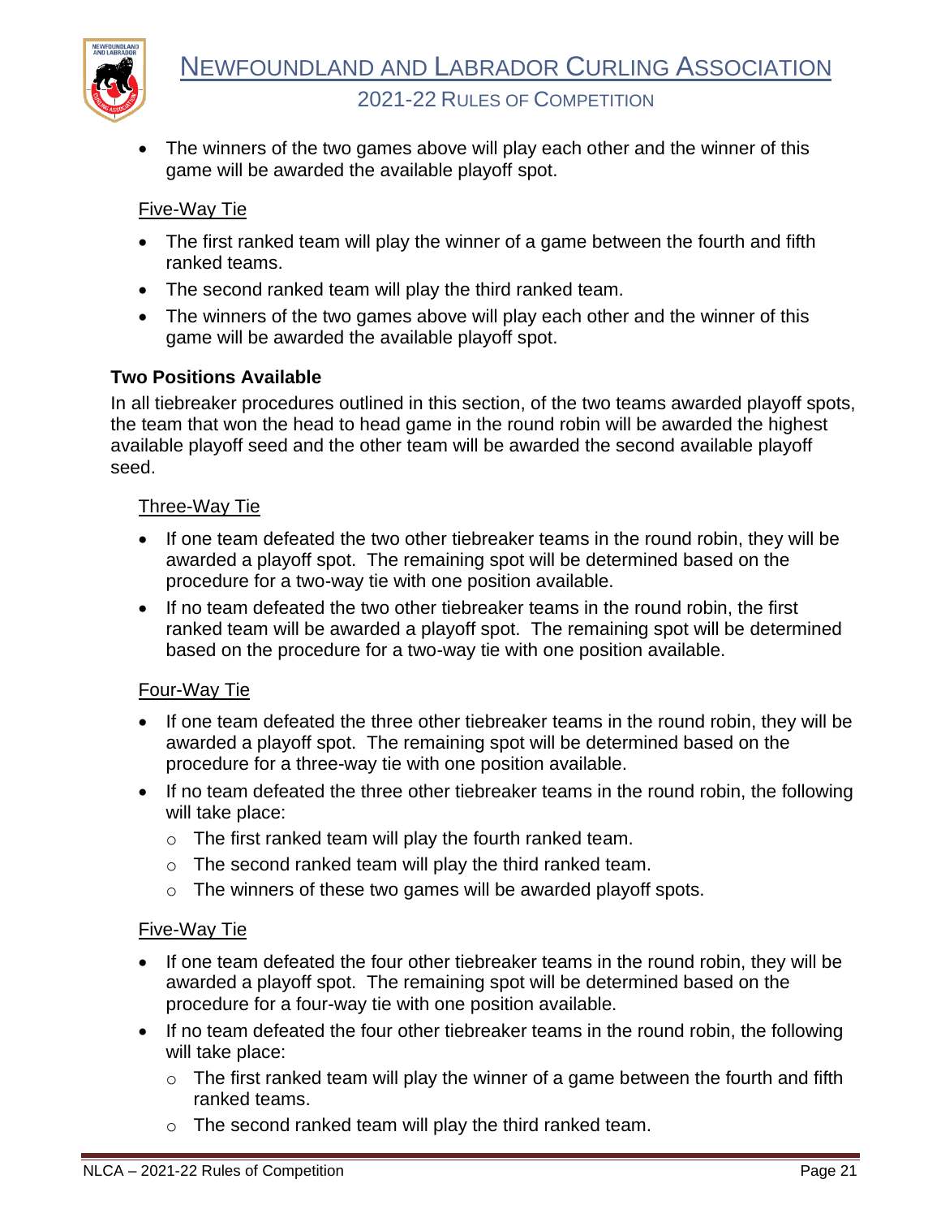- The winners of the two games above will play each other and the winner of this game will be awarded the available playoff spot.

Five-Way Tie

- The first ranked team will play the winner of a game between the fourth and fifth ranked teams.
- The second ranked team will play the third ranked team.
- The winners of the two games above will play each other and the winner of this game will be awarded the available playoff spot.

**Two Positions Available**

In all tiebreaker procedures outlined in this section, of the two teams awarded playoff spots, the team that won the head to head game in the round robin will be awarded the highest available playoff seed and the other team will be awarded the second available playoff seed.

Three-Way Tie

- If one team defeated the two other tiebreaker teams in the round robin, they will be awarded a playoff spot. The remaining spot will be determined based on the procedure for a two-way tie with one position available.
- If no team defeated the two other tiebreaker teams in the round robin, the first ranked team will be awarded a playoff spot. The remaining spot will be determined based on the procedure for a two-way tie with one position available.

Four-Way Tie

- If one team defeated the three other tiebreaker teams in the round robin, they will be awarded a playoff spot. The remaining spot will be determined based on the procedure for a three-way tie with one position available.
- If no team defeated the three other tiebreaker teams in the round robin, the following will take place:
  - The first ranked team will play the fourth ranked team.
  - The second ranked team will play the third ranked team.
  - The winners of these two games will be awarded playoff spots.

Five-Way Tie

- If one team defeated the four other tiebreaker teams in the round robin, they will be awarded a playoff spot. The remaining spot will be determined based on the procedure for a four-way tie with one position available.
- If no team defeated the four other tiebreaker teams in the round robin, the following will take place:
  - The first ranked team will play the winner of a game between the fourth and fifth ranked teams.
  - The second ranked team will play the third ranked team.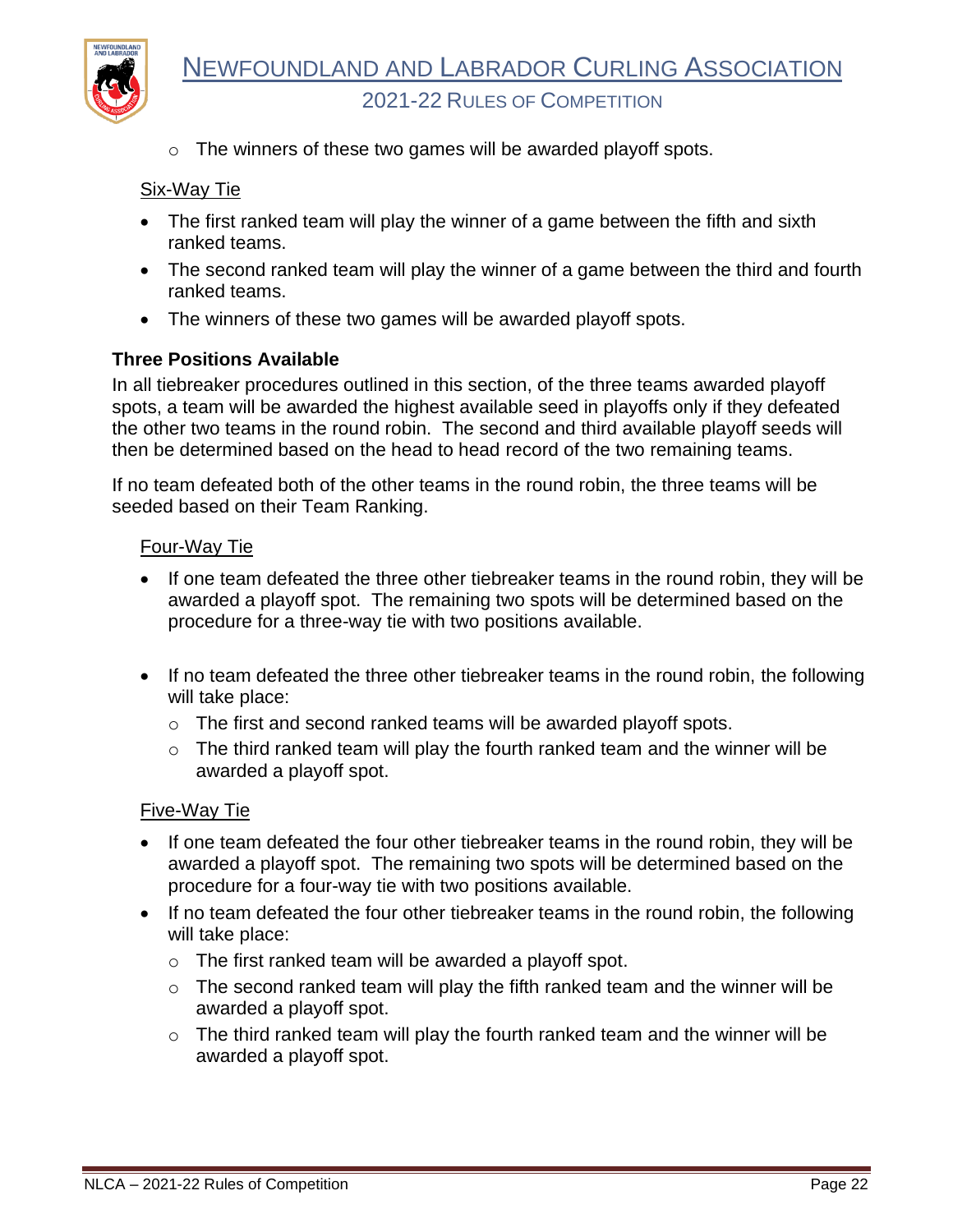- The winners of these two games will be awarded playoff spots.

Six-Way Tie

- The first ranked team will play the winner of a game between the fifth and sixth ranked teams.
- The second ranked team will play the winner of a game between the third and fourth ranked teams.
- The winners of these two games will be awarded playoff spots.

### Three Positions Available

In all tiebreaker procedures outlined in this section, of the three teams awarded playoff spots, a team will be awarded the highest available seed in playoffs only if they defeated the other two teams in the round robin. The second and third available playoff seeds will then be determined based on the head to head record of the two remaining teams.

If no team defeated both of the other teams in the round robin, the three teams will be seeded based on their Team Ranking.

Four-Way Tie

- If one team defeated the three other tiebreaker teams in the round robin, they will be awarded a playoff spot. The remaining two spots will be determined based on the procedure for a three-way tie with two positions available.
- If no team defeated the three other tiebreaker teams in the round robin, the following will take place:
  - The first and second ranked teams will be awarded playoff spots.
  - The third ranked team will play the fourth ranked team and the winner will be awarded a playoff spot.

Five-Way Tie

- If one team defeated the four other tiebreaker teams in the round robin, they will be awarded a playoff spot. The remaining two spots will be determined based on the procedure for a four-way tie with two positions available.
- If no team defeated the four other tiebreaker teams in the round robin, the following will take place:
  - The first ranked team will be awarded a playoff spot.
  - The second ranked team will play the fifth ranked team and the winner will be awarded a playoff spot.
  - The third ranked team will play the fourth ranked team and the winner will be awarded a playoff spot.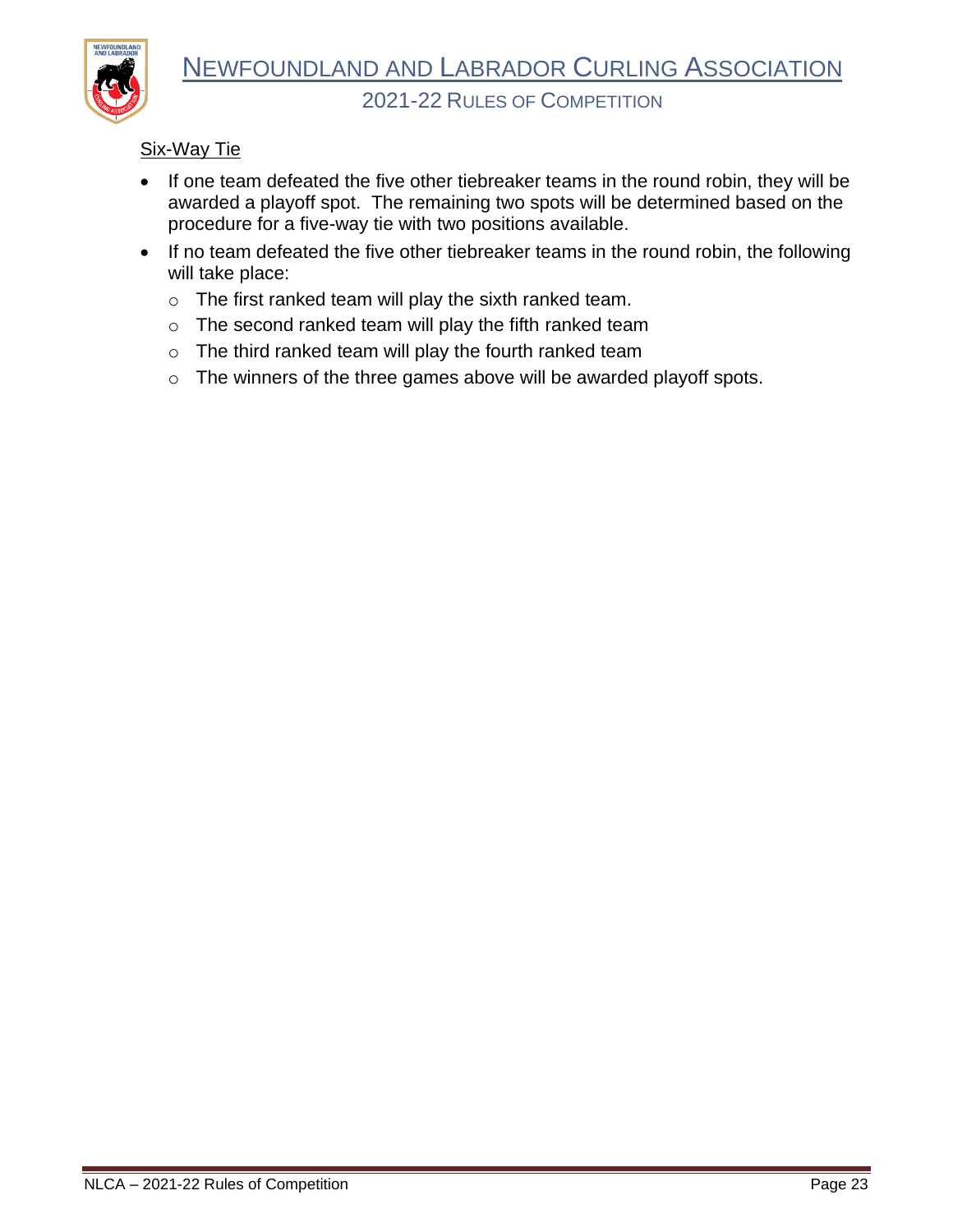Six-Way Tie

- If one team defeated the five other tiebreaker teams in the round robin, they will be awarded a playoff spot. The remaining two spots will be determined based on the procedure for a five-way tie with two positions available.
- If no team defeated the five other tiebreaker teams in the round robin, the following will take place:
  - The first ranked team will play the sixth ranked team.
  - The second ranked team will play the fifth ranked team
  - The third ranked team will play the fourth ranked team
  - The winners of the three games above will be awarded playoff spots.